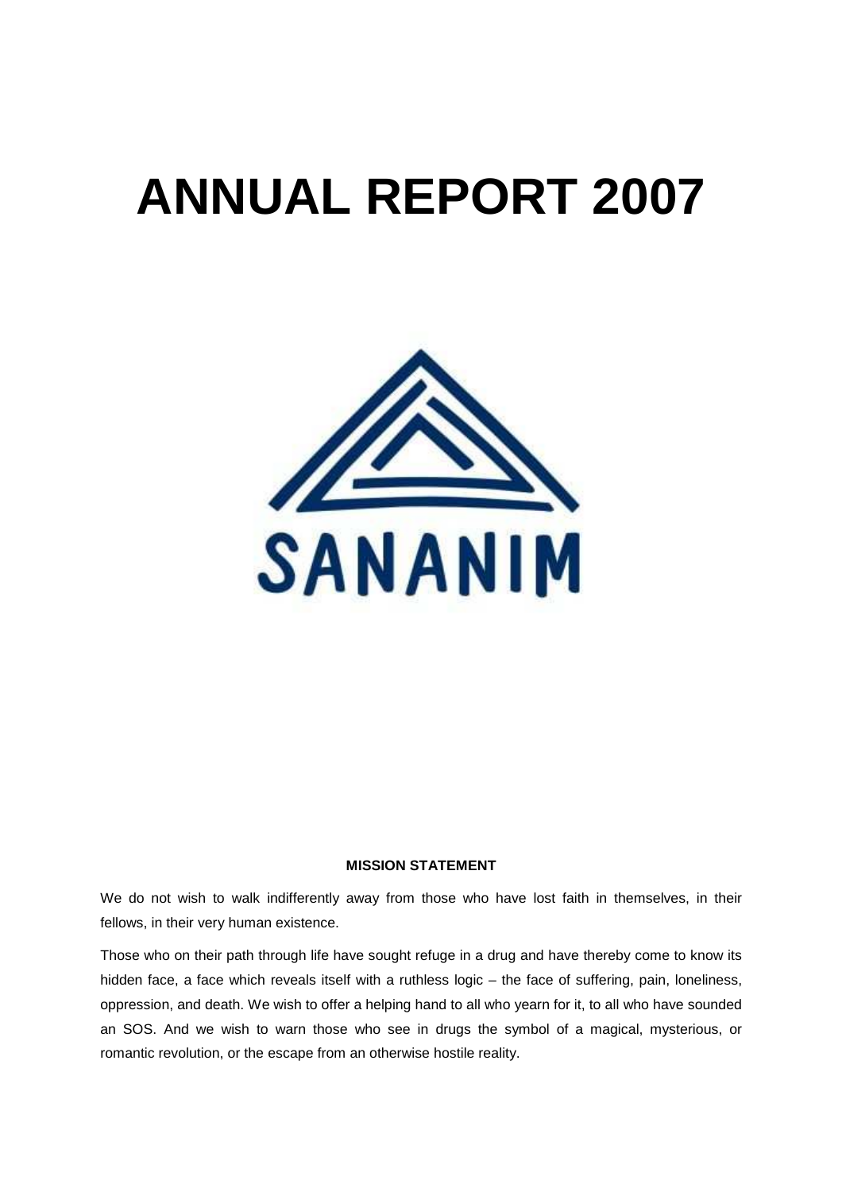# ANNUAL REPORT 2007

SANANIM

**MISSION STATEMENT**

We do not wish to walk indifferently away from those who have lost faith in themselves, in their fellows, in their very human existence.

Those who on their path through life have sought refuge in a drug and have thereby come to know its hidden face, a face which reveals itself with a ruthless logic – the face of suffering, pain, loneliness, oppression, and death. We wish to offer a helping hand to all who yearn for it, to all who have sounded an SOS. And we wish to warn those who see in drugs the symbol of a magical, mysterious, or romantic revolution, or the escape from an otherwise hostile reality.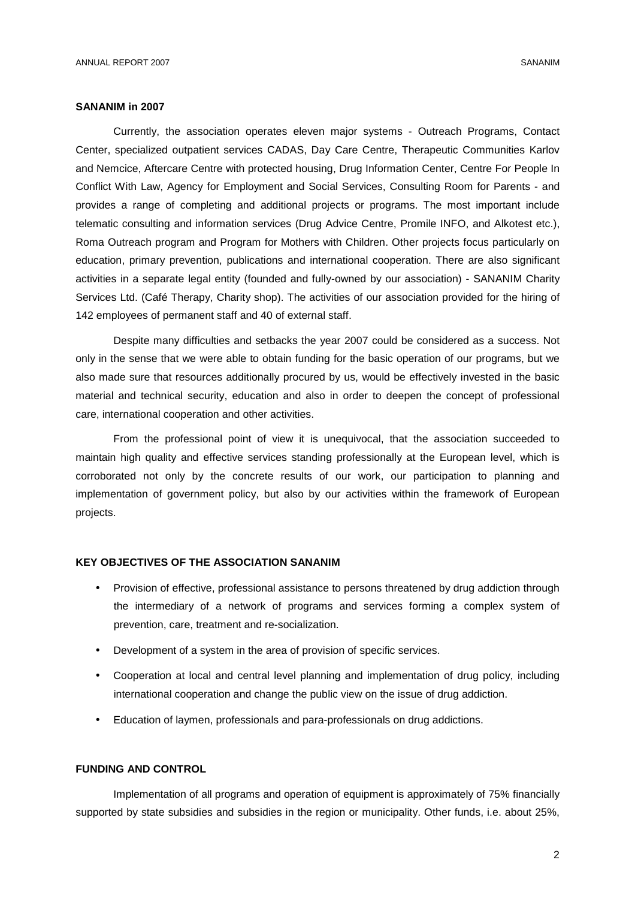## SANANIM in 2007

Currently, the association operates eleven major systems - Outreach Programs, Contact Center, specialized outpatient services CADAS, Day Care Centre, Therapeutic Communities Karlov and Nemcice, Aftercare Centre with protected housing, Drug Information Center, Centre For People In Conflict With Law, Agency for Employment and Social Services, Consulting Room for Parents - and provides a range of completing and additional projects or programs. The most important include telematic consulting and information services (Drug Advice Centre, Promile INFO, and Alkotest etc.), Roma Outreach program and Program for Mothers with Children. Other projects focus particularly on education, primary prevention, publications and international cooperation. There are also significant activities in a separate legal entity (founded and fully-owned by our association) - SANANIM Charity Services Ltd. (Café Therapy, Charity shop). The activities of our association provided for the hiring of 142 employees of permanent staff and 40 of external staff.

Despite many difficulties and setbacks the year 2007 could be considered as a success. Not only in the sense that we were able to obtain funding for the basic operation of our programs, but we also made sure that resources additionally procured by us, would be effectively invested in the basic material and technical security, education and also in order to deepen the concept of professional care, international cooperation and other activities.

From the professional point of view it is unequivocal, that the association succeeded to maintain high quality and effective services standing professionally at the European level, which is corroborated not only by the concrete results of our work, our participation to planning and implementation of government policy, but also by our activities within the framework of European projects.

## KEY OBJECTIVES OF THE ASSOCIATION SANANIM

- Provision of effective, professional assistance to persons threatened by drug addiction through the intermediary of a network of programs and services forming a complex system of prevention, care, treatment and re-socialization.
- Development of a system in the area of provision of specific services.
- Cooperation at local and central level planning and implementation of drug policy, including international cooperation and change the public view on the issue of drug addiction.
- Education of laymen, professionals and para-professionals on drug addictions.

## FUNDING AND CONTROL

Implementation of all programs and operation of equipment is approximately of 75% financially supported by state subsidies and subsidies in the region or municipality. Other funds, i.e. about 25%,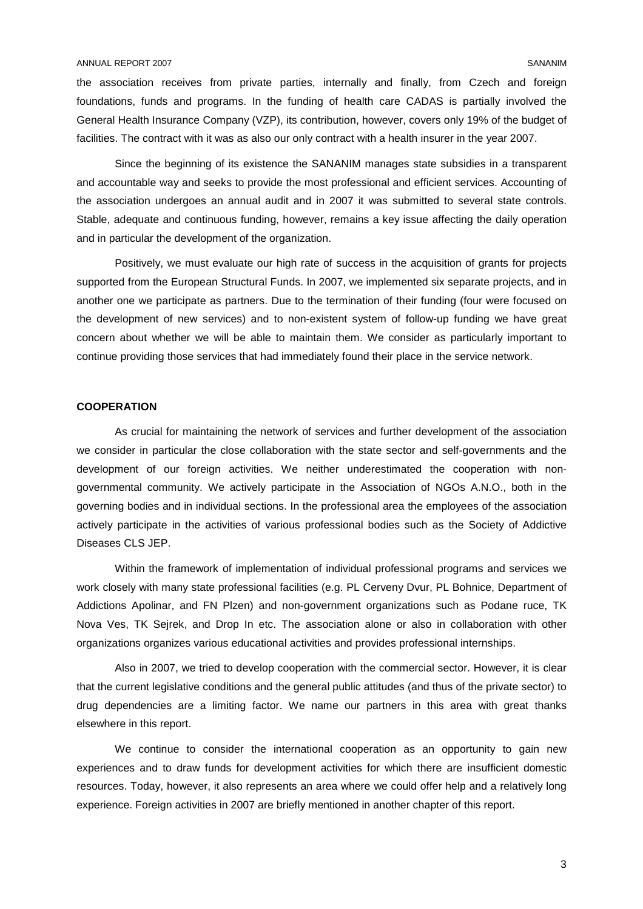the association receives from private parties, internally and finally, from Czech and foreign foundations, funds and programs. In the funding of health care CADAS is partially involved the General Health Insurance Company (VZP), its contribution, however, covers only 19% of the budget of facilities. The contract with it was as also our only contract with a health insurer in the year 2007.

Since the beginning of its existence the SANANIM manages state subsidies in a transparent and accountable way and seeks to provide the most professional and efficient services. Accounting of the association undergoes an annual audit and in 2007 it was submitted to several state controls. Stable, adequate and continuous funding, however, remains a key issue affecting the daily operation and in particular the development of the organization.

Positively, we must evaluate our high rate of success in the acquisition of grants for projects supported from the European Structural Funds. In 2007, we implemented six separate projects, and in another one we participate as partners. Due to the termination of their funding (four were focused on the development of new services) and to non-existent system of follow-up funding we have great concern about whether we will be able to maintain them. We consider as particularly important to continue providing those services that had immediately found their place in the service network.

**COOPERATION**

As crucial for maintaining the network of services and further development of the association we consider in particular the close collaboration with the state sector and self-governments and the development of our foreign activities. We neither underestimated the cooperation with non-governmental community. We actively participate in the Association of NGOs A.N.O., both in the governing bodies and in individual sections. In the professional area the employees of the association actively participate in the activities of various professional bodies such as the Society of Addictive Diseases CLS JEP.

Within the framework of implementation of individual professional programs and services we work closely with many state professional facilities (e.g. PL Cerveny Dvur, PL Bohnice, Department of Addictions Apolinar, and FN Plzen) and non-government organizations such as Podane ruce, TK Nova Ves, TK Sejrek, and Drop In etc. The association alone or also in collaboration with other organizations organizes various educational activities and provides professional internships.

Also in 2007, we tried to develop cooperation with the commercial sector. However, it is clear that the current legislative conditions and the general public attitudes (and thus of the private sector) to drug dependencies are a limiting factor. We name our partners in this area with great thanks elsewhere in this report.

We continue to consider the international cooperation as an opportunity to gain new experiences and to draw funds for development activities for which there are insufficient domestic resources. Today, however, it also represents an area where we could offer help and a relatively long experience. Foreign activities in 2007 are briefly mentioned in another chapter of this report.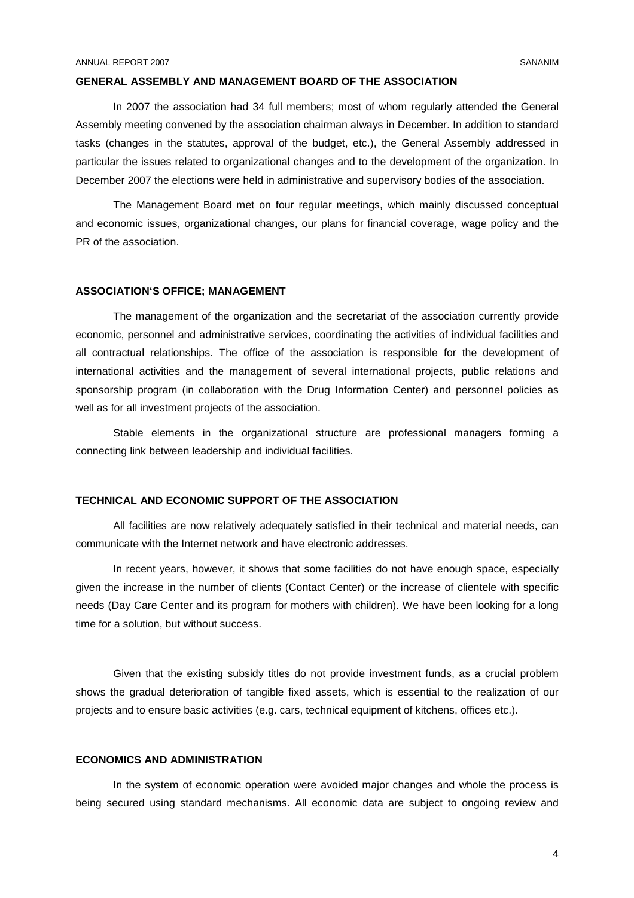## GENERAL ASSEMBLY AND MANAGEMENT BOARD OF THE ASSOCIATION

In 2007 the association had 34 full members; most of whom regularly attended the General Assembly meeting convened by the association chairman always in December. In addition to standard tasks (changes in the statutes, approval of the budget, etc.), the General Assembly addressed in particular the issues related to organizational changes and to the development of the organization. In December 2007 the elections were held in administrative and supervisory bodies of the association.

The Management Board met on four regular meetings, which mainly discussed conceptual and economic issues, organizational changes, our plans for financial coverage, wage policy and the PR of the association.

## ASSOCIATION'S OFFICE; MANAGEMENT

The management of the organization and the secretariat of the association currently provide economic, personnel and administrative services, coordinating the activities of individual facilities and all contractual relationships. The office of the association is responsible for the development of international activities and the management of several international projects, public relations and sponsorship program (in collaboration with the Drug Information Center) and personnel policies as well as for all investment projects of the association.

Stable elements in the organizational structure are professional managers forming a connecting link between leadership and individual facilities.

## TECHNICAL AND ECONOMIC SUPPORT OF THE ASSOCIATION

All facilities are now relatively adequately satisfied in their technical and material needs, can communicate with the Internet network and have electronic addresses.

In recent years, however, it shows that some facilities do not have enough space, especially given the increase in the number of clients (Contact Center) or the increase of clientele with specific needs (Day Care Center and its program for mothers with children). We have been looking for a long time for a solution, but without success.

Given that the existing subsidy titles do not provide investment funds, as a crucial problem shows the gradual deterioration of tangible fixed assets, which is essential to the realization of our projects and to ensure basic activities (e.g. cars, technical equipment of kitchens, offices etc.).

## ECONOMICS AND ADMINISTRATION

In the system of economic operation were avoided major changes and whole the process is being secured using standard mechanisms. All economic data are subject to ongoing review and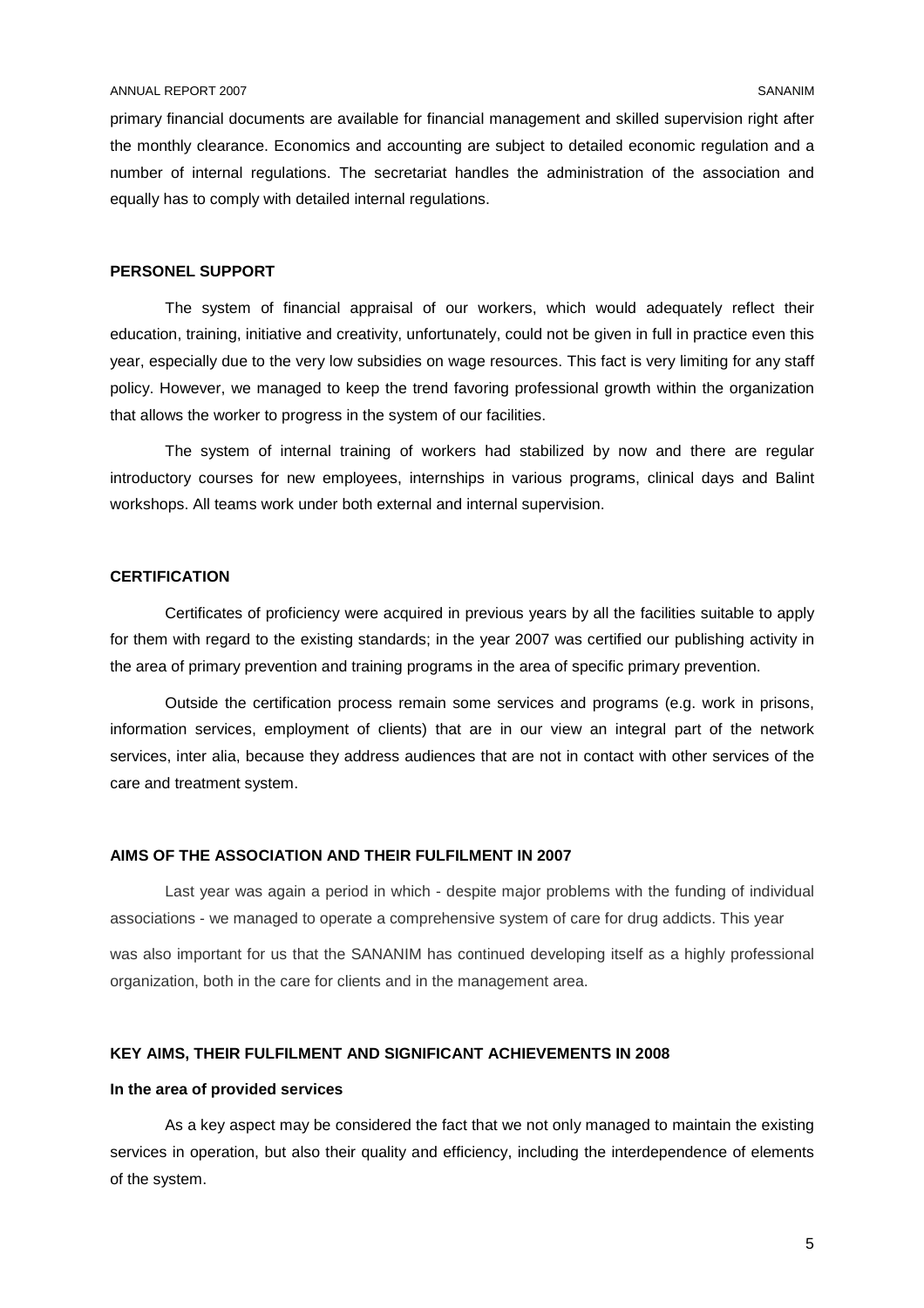primary financial documents are available for financial management and skilled supervision right after the monthly clearance. Economics and accounting are subject to detailed economic regulation and a number of internal regulations. The secretariat handles the administration of the association and equally has to comply with detailed internal regulations.

## PERSONEL SUPPORT

The system of financial appraisal of our workers, which would adequately reflect their education, training, initiative and creativity, unfortunately, could not be given in full in practice even this year, especially due to the very low subsidies on wage resources. This fact is very limiting for any staff policy. However, we managed to keep the trend favoring professional growth within the organization that allows the worker to progress in the system of our facilities.

The system of internal training of workers had stabilized by now and there are regular introductory courses for new employees, internships in various programs, clinical days and Balint workshops. All teams work under both external and internal supervision.

## CERTIFICATION

Certificates of proficiency were acquired in previous years by all the facilities suitable to apply for them with regard to the existing standards; in the year 2007 was certified our publishing activity in the area of primary prevention and training programs in the area of specific primary prevention.

Outside the certification process remain some services and programs (e.g. work in prisons, information services, employment of clients) that are in our view an integral part of the network services, inter alia, because they address audiences that are not in contact with other services of the care and treatment system.

## AIMS OF THE ASSOCIATION AND THEIR FULFILMENT IN 2007

Last year was again a period in which - despite major problems with the funding of individual associations - we managed to operate a comprehensive system of care for drug addicts. This year was also important for us that the SANANIM has continued developing itself as a highly professional organization, both in the care for clients and in the management area.

## KEY AIMS, THEIR FULFILMENT AND SIGNIFICANT ACHIEVEMENTS IN 2008

### In the area of provided services

As a key aspect may be considered the fact that we not only managed to maintain the existing services in operation, but also their quality and efficiency, including the interdependence of elements of the system.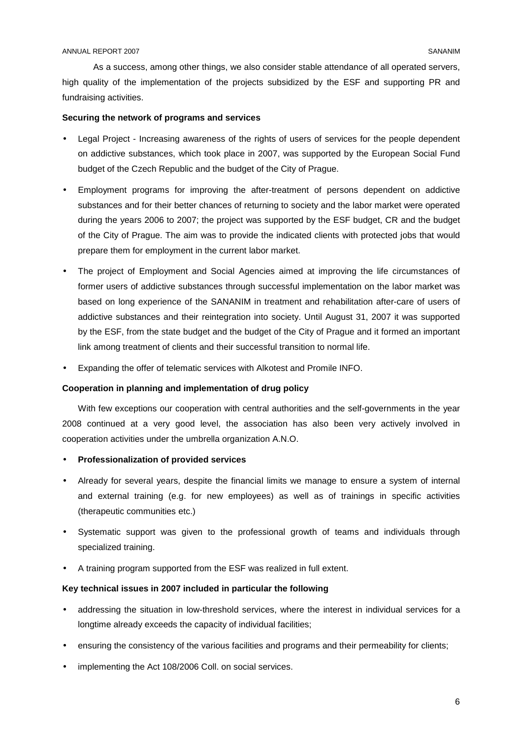As a success, among other things, we also consider stable attendance of all operated servers, high quality of the implementation of the projects subsidized by the ESF and supporting PR and fundraising activities.

**Securing the network of programs and services**

- Legal Project - Increasing awareness of the rights of users of services for the people dependent on addictive substances, which took place in 2007, was supported by the European Social Fund budget of the Czech Republic and the budget of the City of Prague.
- Employment programs for improving the after-treatment of persons dependent on addictive substances and for their better chances of returning to society and the labor market were operated during the years 2006 to 2007; the project was supported by the ESF budget, CR and the budget of the City of Prague. The aim was to provide the indicated clients with protected jobs that would prepare them for employment in the current labor market.
- The project of Employment and Social Agencies aimed at improving the life circumstances of former users of addictive substances through successful implementation on the labor market was based on long experience of the SANANIM in treatment and rehabilitation after-care of users of addictive substances and their reintegration into society. Until August 31, 2007 it was supported by the ESF, from the state budget and the budget of the City of Prague and it formed an important link among treatment of clients and their successful transition to normal life.
- Expanding the offer of telematic services with Alkotest and Promile INFO.

**Cooperation in planning and implementation of drug policy**

With few exceptions our cooperation with central authorities and the self-governments in the year 2008 continued at a very good level, the association has also been very actively involved in cooperation activities under the umbrella organization A.N.O.

- **Professionalization of provided services**
- Already for several years, despite the financial limits we manage to ensure a system of internal and external training (e.g. for new employees) as well as of trainings in specific activities (therapeutic communities etc.)
- Systematic support was given to the professional growth of teams and individuals through specialized training.
- A training program supported from the ESF was realized in full extent.

**Key technical issues in 2007 included in particular the following**

- addressing the situation in low-threshold services, where the interest in individual services for a longtime already exceeds the capacity of individual facilities;
- ensuring the consistency of the various facilities and programs and their permeability for clients;
- implementing the Act 108/2006 Coll. on social services.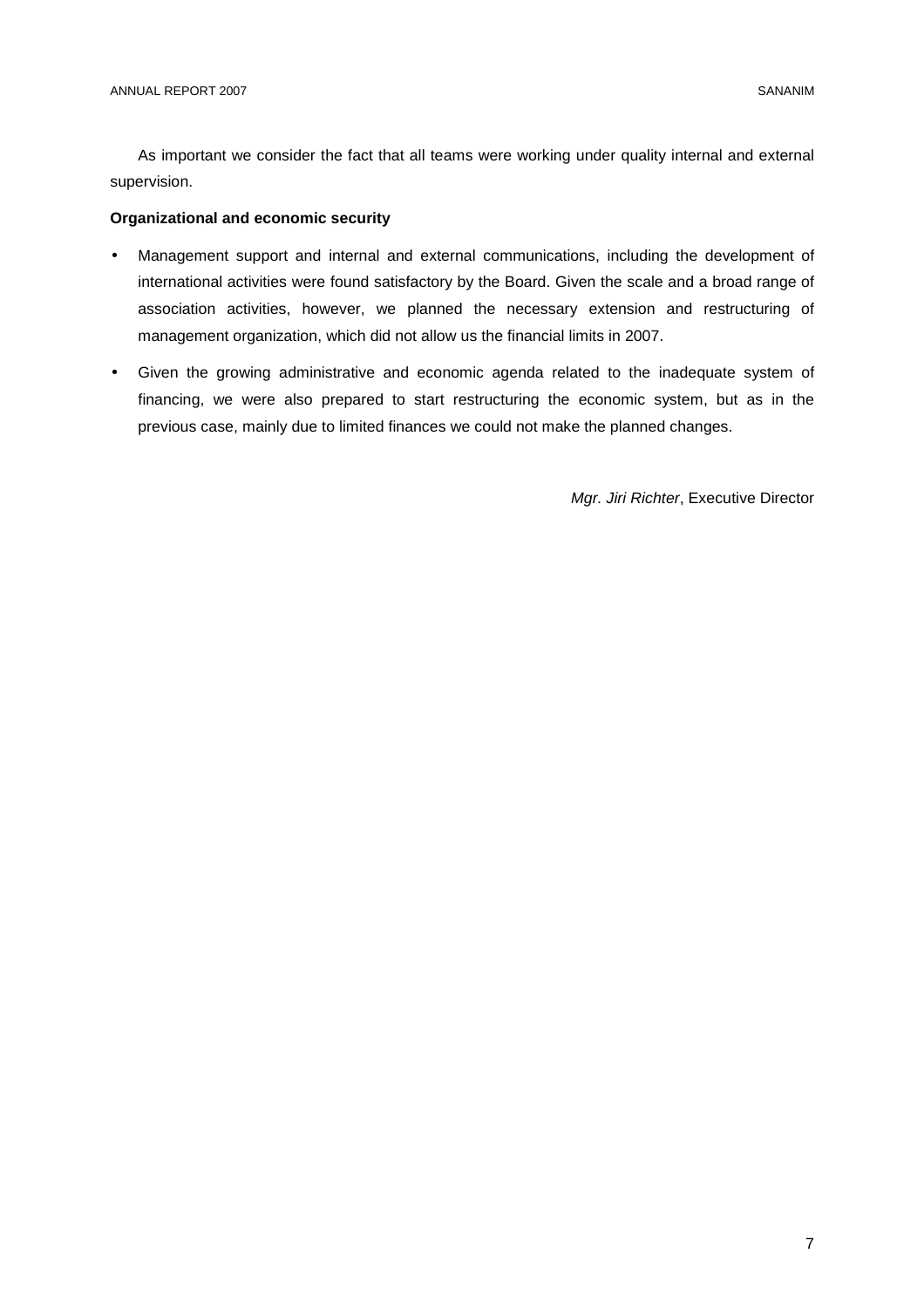As important we consider the fact that all teams were working under quality internal and external supervision.

**Organizational and economic security**

- Management support and internal and external communications, including the development of international activities were found satisfactory by the Board. Given the scale and a broad range of association activities, however, we planned the necessary extension and restructuring of management organization, which did not allow us the financial limits in 2007.
- Given the growing administrative and economic agenda related to the inadequate system of financing, we were also prepared to start restructuring the economic system, but as in the previous case, mainly due to limited finances we could not make the planned changes.

*Mgr. Jiri Richter*, Executive Director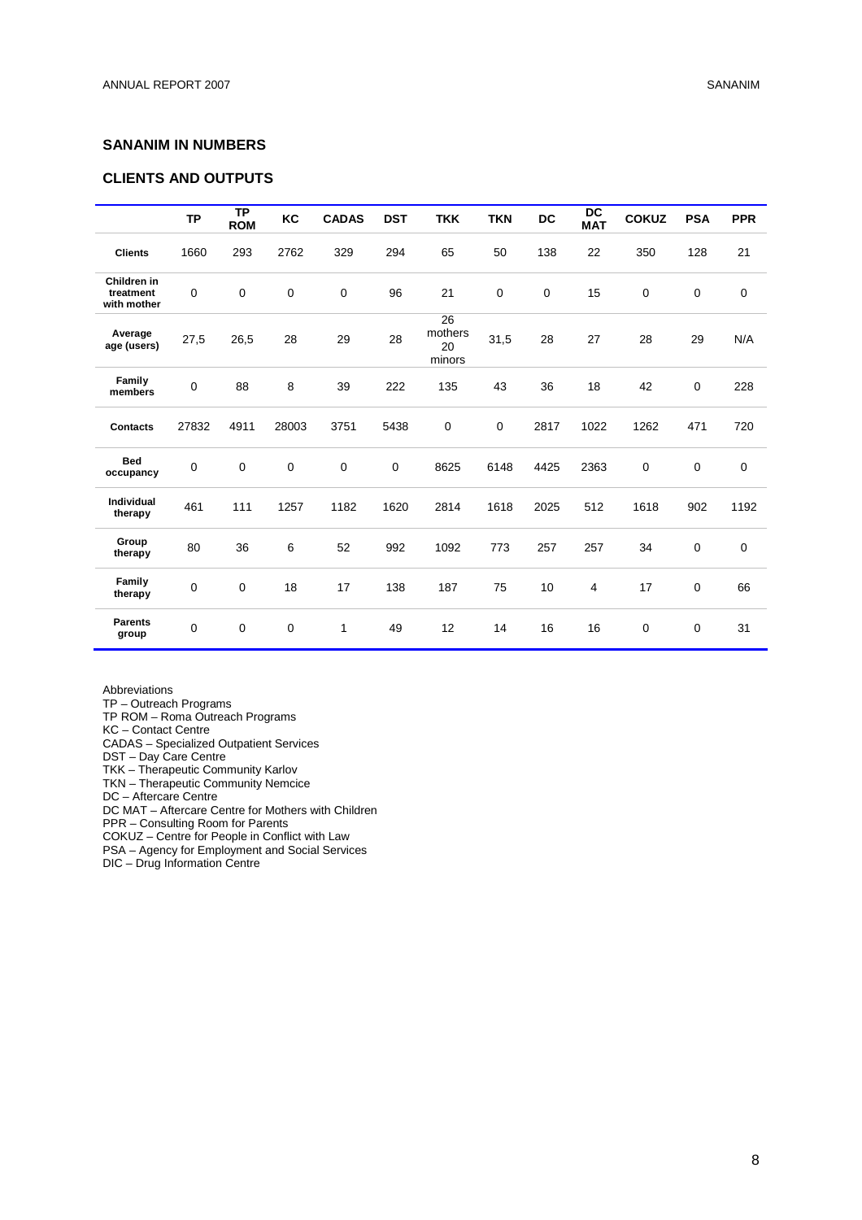## SANANIM IN NUMBERS

## CLIENTS AND OUTPUTS

| | TP | TP ROM | KC | CADAS | DST | TKK | TKN | DC | DC MAT | COKUZ | PSA | PPR |
|---|---|---|---|---|---|---|---|---|---|---|---|---|
| **Clients** | 1660 | 293 | 2762 | 329 | 294 | 65 | 50 | 138 | 22 | 350 | 128 | 21 |
| **Children in treatment with mother** | 0 | 0 | 0 | 0 | 96 | 21 | 0 | 0 | 15 | 0 | 0 | 0 |
| **Average age (users)** | 27,5 | 26,5 | 28 | 29 | 28 | 26 mothers 20 minors | 31,5 | 28 | 27 | 28 | 29 | N/A |
| **Family members** | 0 | 88 | 8 | 39 | 222 | 135 | 43 | 36 | 18 | 42 | 0 | 228 |
| **Contacts** | 27832 | 4911 | 28003 | 3751 | 5438 | 0 | 0 | 2817 | 1022 | 1262 | 471 | 720 |
| **Bed occupancy** | 0 | 0 | 0 | 0 | 0 | 8625 | 6148 | 4425 | 2363 | 0 | 0 | 0 |
| **Individual therapy** | 461 | 111 | 1257 | 1182 | 1620 | 2814 | 1618 | 2025 | 512 | 1618 | 902 | 1192 |
| **Group therapy** | 80 | 36 | 6 | 52 | 992 | 1092 | 773 | 257 | 257 | 34 | 0 | 0 |
| **Family therapy** | 0 | 0 | 18 | 17 | 138 | 187 | 75 | 10 | 4 | 17 | 0 | 66 |
| **Parents group** | 0 | 0 | 0 | 1 | 49 | 12 | 14 | 16 | 16 | 0 | 0 | 31 |

Abbreviations
TP – Outreach Programs
TP ROM – Roma Outreach Programs
KC – Contact Centre
CADAS – Specialized Outpatient Services
DST – Day Care Centre
TKK – Therapeutic Community Karlov
TKN – Therapeutic Community Nemcice
DC – Aftercare Centre
DC MAT – Aftercare Centre for Mothers with Children
PPR – Consulting Room for Parents
COKUZ – Centre for People in Conflict with Law
PSA – Agency for Employment and Social Services
DIC – Drug Information Centre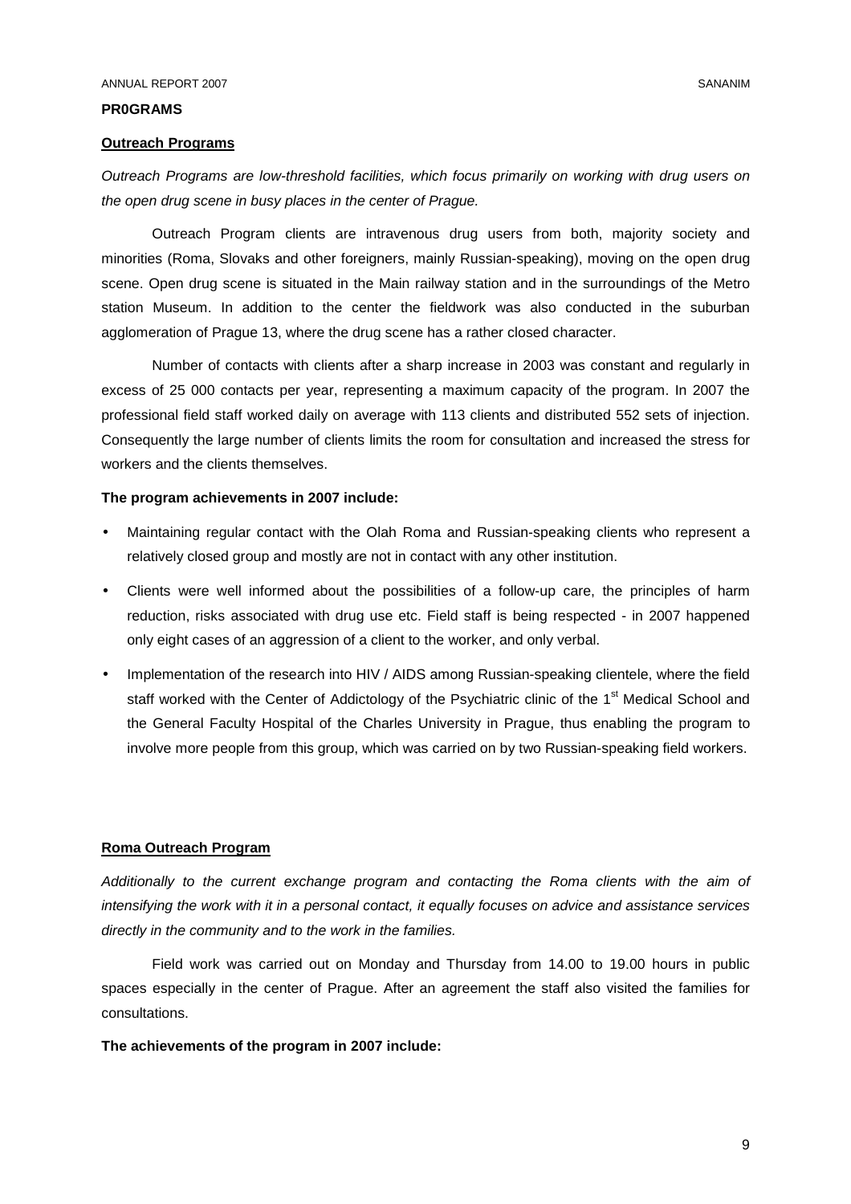**PR0GRAMS**

**Outreach Programs**

*Outreach Programs are low-threshold facilities, which focus primarily on working with drug users on the open drug scene in busy places in the center of Prague.*

Outreach Program clients are intravenous drug users from both, majority society and minorities (Roma, Slovaks and other foreigners, mainly Russian-speaking), moving on the open drug scene. Open drug scene is situated in the Main railway station and in the surroundings of the Metro station Museum. In addition to the center the fieldwork was also conducted in the suburban agglomeration of Prague 13, where the drug scene has a rather closed character.

Number of contacts with clients after a sharp increase in 2003 was constant and regularly in excess of 25 000 contacts per year, representing a maximum capacity of the program. In 2007 the professional field staff worked daily on average with 113 clients and distributed 552 sets of injection. Consequently the large number of clients limits the room for consultation and increased the stress for workers and the clients themselves.

**The program achievements in 2007 include:**

- Maintaining regular contact with the Olah Roma and Russian-speaking clients who represent a relatively closed group and mostly are not in contact with any other institution.
- Clients were well informed about the possibilities of a follow-up care, the principles of harm reduction, risks associated with drug use etc. Field staff is being respected - in 2007 happened only eight cases of an aggression of a client to the worker, and only verbal.
- Implementation of the research into HIV / AIDS among Russian-speaking clientele, where the field staff worked with the Center of Addictology of the Psychiatric clinic of the 1st Medical School and the General Faculty Hospital of the Charles University in Prague, thus enabling the program to involve more people from this group, which was carried on by two Russian-speaking field workers.

**Roma Outreach Program**

*Additionally to the current exchange program and contacting the Roma clients with the aim of intensifying the work with it in a personal contact, it equally focuses on advice and assistance services directly in the community and to the work in the families.*

Field work was carried out on Monday and Thursday from 14.00 to 19.00 hours in public spaces especially in the center of Prague. After an agreement the staff also visited the families for consultations.

**The achievements of the program in 2007 include:**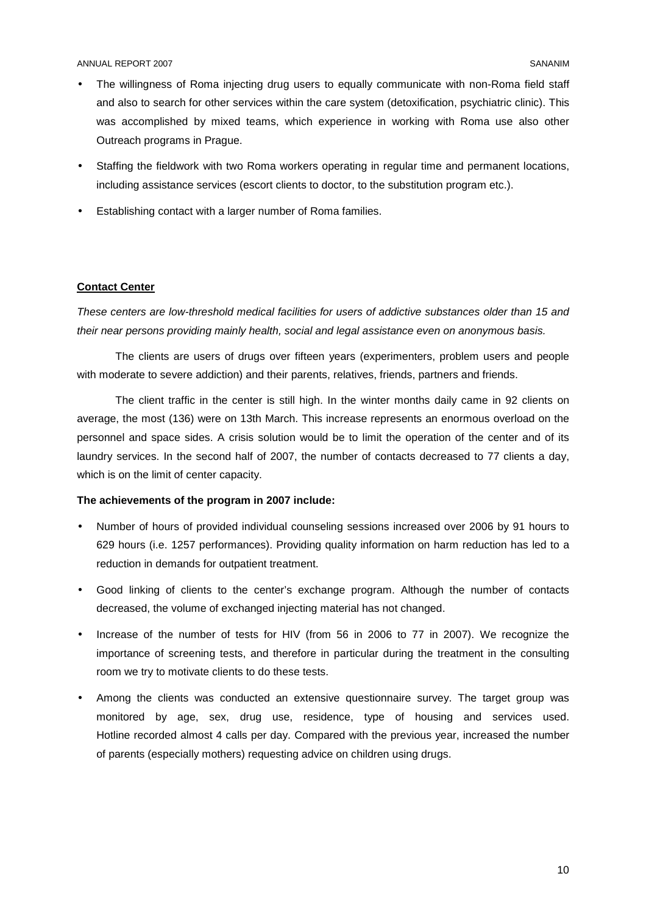- The willingness of Roma injecting drug users to equally communicate with non-Roma field staff and also to search for other services within the care system (detoxification, psychiatric clinic). This was accomplished by mixed teams, which experience in working with Roma use also other Outreach programs in Prague.
- Staffing the fieldwork with two Roma workers operating in regular time and permanent locations, including assistance services (escort clients to doctor, to the substitution program etc.).
- Establishing contact with a larger number of Roma families.

**Contact Center**

*These centers are low-threshold medical facilities for users of addictive substances older than 15 and their near persons providing mainly health, social and legal assistance even on anonymous basis.*

The clients are users of drugs over fifteen years (experimenters, problem users and people with moderate to severe addiction) and their parents, relatives, friends, partners and friends.

The client traffic in the center is still high. In the winter months daily came in 92 clients on average, the most (136) were on 13th March. This increase represents an enormous overload on the personnel and space sides. A crisis solution would be to limit the operation of the center and of its laundry services. In the second half of 2007, the number of contacts decreased to 77 clients a day, which is on the limit of center capacity.

**The achievements of the program in 2007 include:**

- Number of hours of provided individual counseling sessions increased over 2006 by 91 hours to 629 hours (i.e. 1257 performances). Providing quality information on harm reduction has led to a reduction in demands for outpatient treatment.
- Good linking of clients to the center's exchange program. Although the number of contacts decreased, the volume of exchanged injecting material has not changed.
- Increase of the number of tests for HIV (from 56 in 2006 to 77 in 2007). We recognize the importance of screening tests, and therefore in particular during the treatment in the consulting room we try to motivate clients to do these tests.
- Among the clients was conducted an extensive questionnaire survey. The target group was monitored by age, sex, drug use, residence, type of housing and services used. Hotline recorded almost 4 calls per day. Compared with the previous year, increased the number of parents (especially mothers) requesting advice on children using drugs.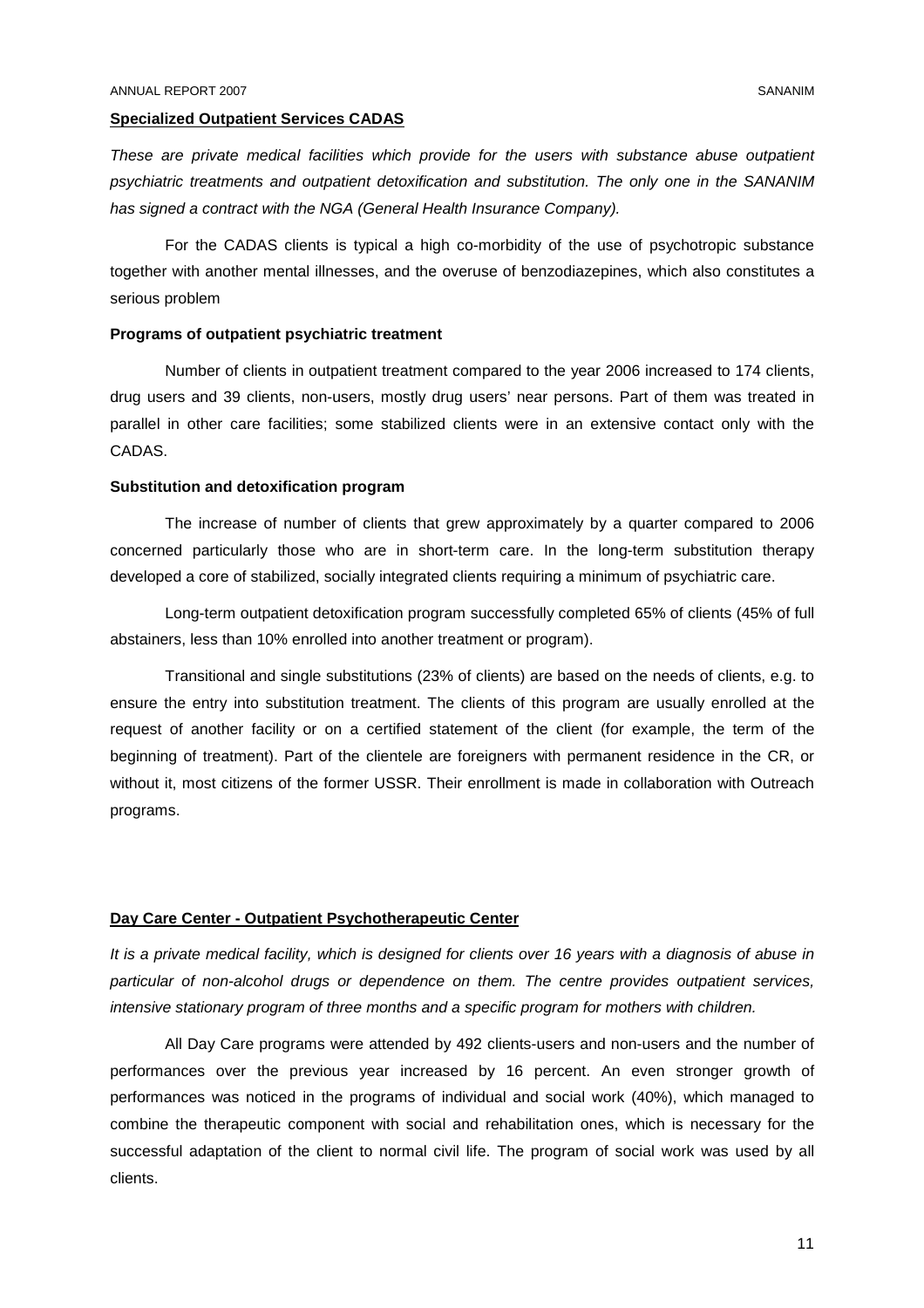## Specialized Outpatient Services CADAS

*These are private medical facilities which provide for the users with substance abuse outpatient psychiatric treatments and outpatient detoxification and substitution. The only one in the SANANIM has signed a contract with the NGA (General Health Insurance Company).*

For the CADAS clients is typical a high co-morbidity of the use of psychotropic substance together with another mental illnesses, and the overuse of benzodiazepines, which also constitutes a serious problem

### Programs of outpatient psychiatric treatment

Number of clients in outpatient treatment compared to the year 2006 increased to 174 clients, drug users and 39 clients, non-users, mostly drug users' near persons. Part of them was treated in parallel in other care facilities; some stabilized clients were in an extensive contact only with the CADAS.

### Substitution and detoxification program

The increase of number of clients that grew approximately by a quarter compared to 2006 concerned particularly those who are in short-term care. In the long-term substitution therapy developed a core of stabilized, socially integrated clients requiring a minimum of psychiatric care.

Long-term outpatient detoxification program successfully completed 65% of clients (45% of full abstainers, less than 10% enrolled into another treatment or program).

Transitional and single substitutions (23% of clients) are based on the needs of clients, e.g. to ensure the entry into substitution treatment. The clients of this program are usually enrolled at the request of another facility or on a certified statement of the client (for example, the term of the beginning of treatment). Part of the clientele are foreigners with permanent residence in the CR, or without it, most citizens of the former USSR. Their enrollment is made in collaboration with Outreach programs.

## Day Care Center - Outpatient Psychotherapeutic Center

*It is a private medical facility, which is designed for clients over 16 years with a diagnosis of abuse in particular of non-alcohol drugs or dependence on them. The centre provides outpatient services, intensive stationary program of three months and a specific program for mothers with children.*

All Day Care programs were attended by 492 clients-users and non-users and the number of performances over the previous year increased by 16 percent. An even stronger growth of performances was noticed in the programs of individual and social work (40%), which managed to combine the therapeutic component with social and rehabilitation ones, which is necessary for the successful adaptation of the client to normal civil life. The program of social work was used by all clients.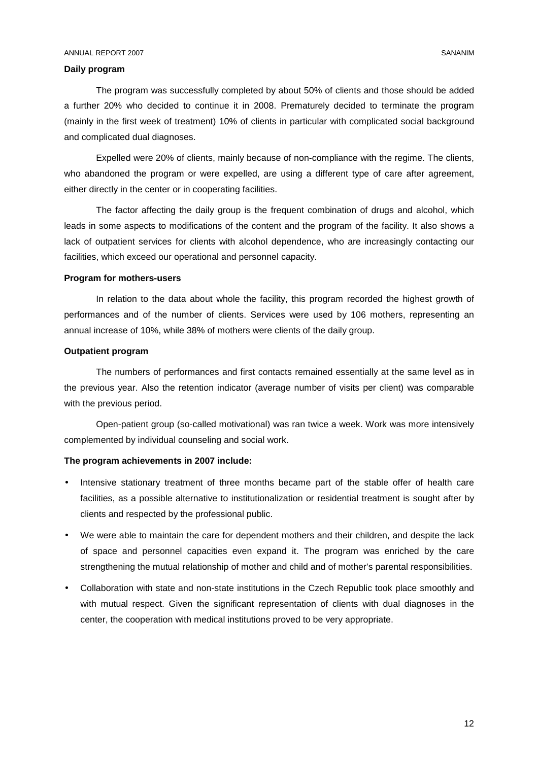**Daily program**

The program was successfully completed by about 50% of clients and those should be added a further 20% who decided to continue it in 2008. Prematurely decided to terminate the program (mainly in the first week of treatment) 10% of clients in particular with complicated social background and complicated dual diagnoses.

Expelled were 20% of clients, mainly because of non-compliance with the regime. The clients, who abandoned the program or were expelled, are using a different type of care after agreement, either directly in the center or in cooperating facilities.

The factor affecting the daily group is the frequent combination of drugs and alcohol, which leads in some aspects to modifications of the content and the program of the facility. It also shows a lack of outpatient services for clients with alcohol dependence, who are increasingly contacting our facilities, which exceed our operational and personnel capacity.

**Program for mothers-users**

In relation to the data about whole the facility, this program recorded the highest growth of performances and of the number of clients. Services were used by 106 mothers, representing an annual increase of 10%, while 38% of mothers were clients of the daily group.

**Outpatient program**

The numbers of performances and first contacts remained essentially at the same level as in the previous year. Also the retention indicator (average number of visits per client) was comparable with the previous period.

Open-patient group (so-called motivational) was ran twice a week. Work was more intensively complemented by individual counseling and social work.

**The program achievements in 2007 include:**

- Intensive stationary treatment of three months became part of the stable offer of health care facilities, as a possible alternative to institutionalization or residential treatment is sought after by clients and respected by the professional public.
- We were able to maintain the care for dependent mothers and their children, and despite the lack of space and personnel capacities even expand it. The program was enriched by the care strengthening the mutual relationship of mother and child and of mother's parental responsibilities.
- Collaboration with state and non-state institutions in the Czech Republic took place smoothly and with mutual respect. Given the significant representation of clients with dual diagnoses in the center, the cooperation with medical institutions proved to be very appropriate.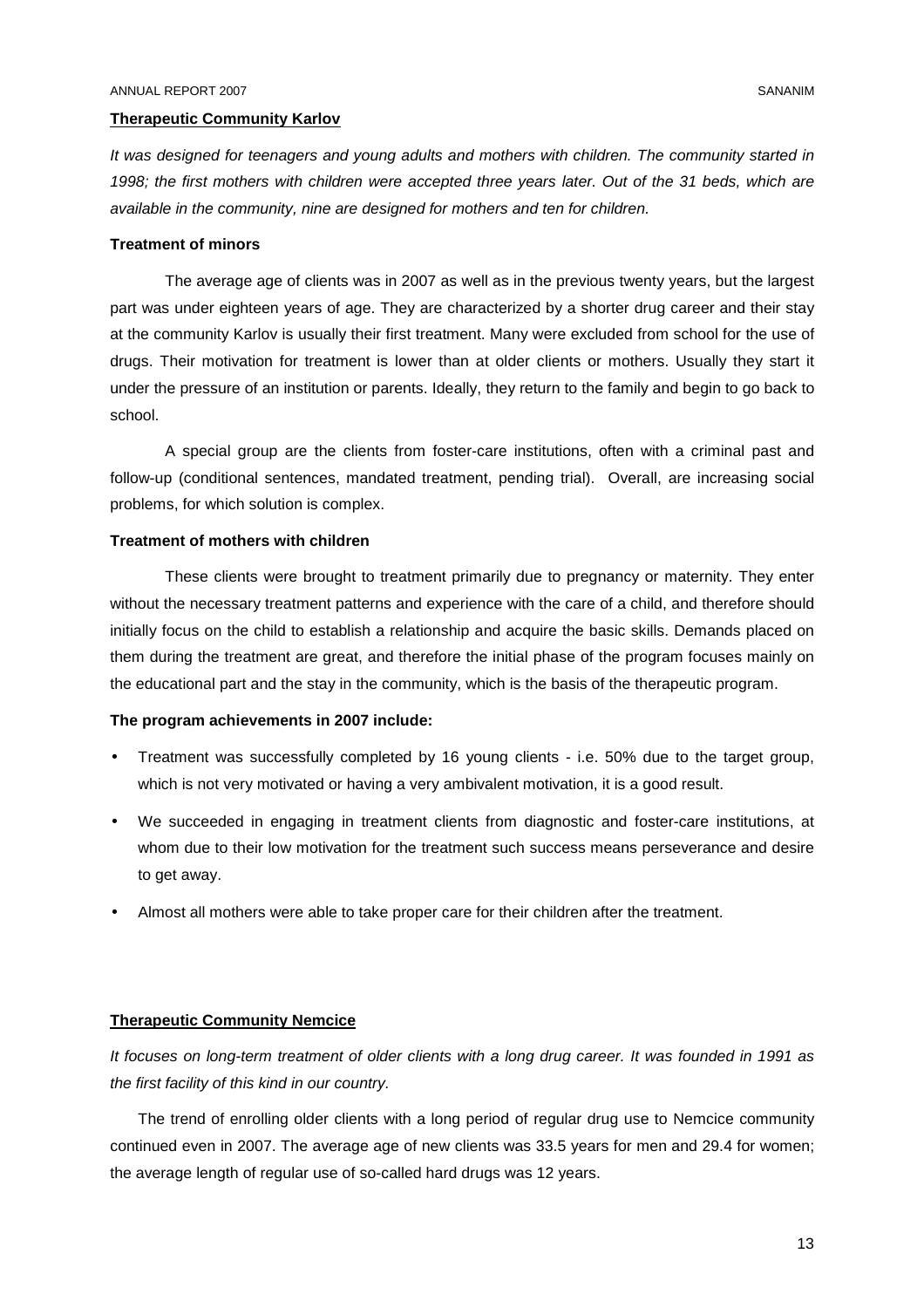## Therapeutic Community Karlov

*It was designed for teenagers and young adults and mothers with children. The community started in 1998; the first mothers with children were accepted three years later. Out of the 31 beds, which are available in the community, nine are designed for mothers and ten for children.*

### Treatment of minors

The average age of clients was in 2007 as well as in the previous twenty years, but the largest part was under eighteen years of age. They are characterized by a shorter drug career and their stay at the community Karlov is usually their first treatment. Many were excluded from school for the use of drugs. Their motivation for treatment is lower than at older clients or mothers. Usually they start it under the pressure of an institution or parents. Ideally, they return to the family and begin to go back to school.

A special group are the clients from foster-care institutions, often with a criminal past and follow-up (conditional sentences, mandated treatment, pending trial). Overall, are increasing social problems, for which solution is complex.

### Treatment of mothers with children

These clients were brought to treatment primarily due to pregnancy or maternity. They enter without the necessary treatment patterns and experience with the care of a child, and therefore should initially focus on the child to establish a relationship and acquire the basic skills. Demands placed on them during the treatment are great, and therefore the initial phase of the program focuses mainly on the educational part and the stay in the community, which is the basis of the therapeutic program.

### The program achievements in 2007 include:

- Treatment was successfully completed by 16 young clients - i.e. 50% due to the target group, which is not very motivated or having a very ambivalent motivation, it is a good result.
- We succeeded in engaging in treatment clients from diagnostic and foster-care institutions, at whom due to their low motivation for the treatment such success means perseverance and desire to get away.
- Almost all mothers were able to take proper care for their children after the treatment.

## Therapeutic Community Nemcice

*It focuses on long-term treatment of older clients with a long drug career. It was founded in 1991 as the first facility of this kind in our country.*

The trend of enrolling older clients with a long period of regular drug use to Nemcice community continued even in 2007. The average age of new clients was 33.5 years for men and 29.4 for women; the average length of regular use of so-called hard drugs was 12 years.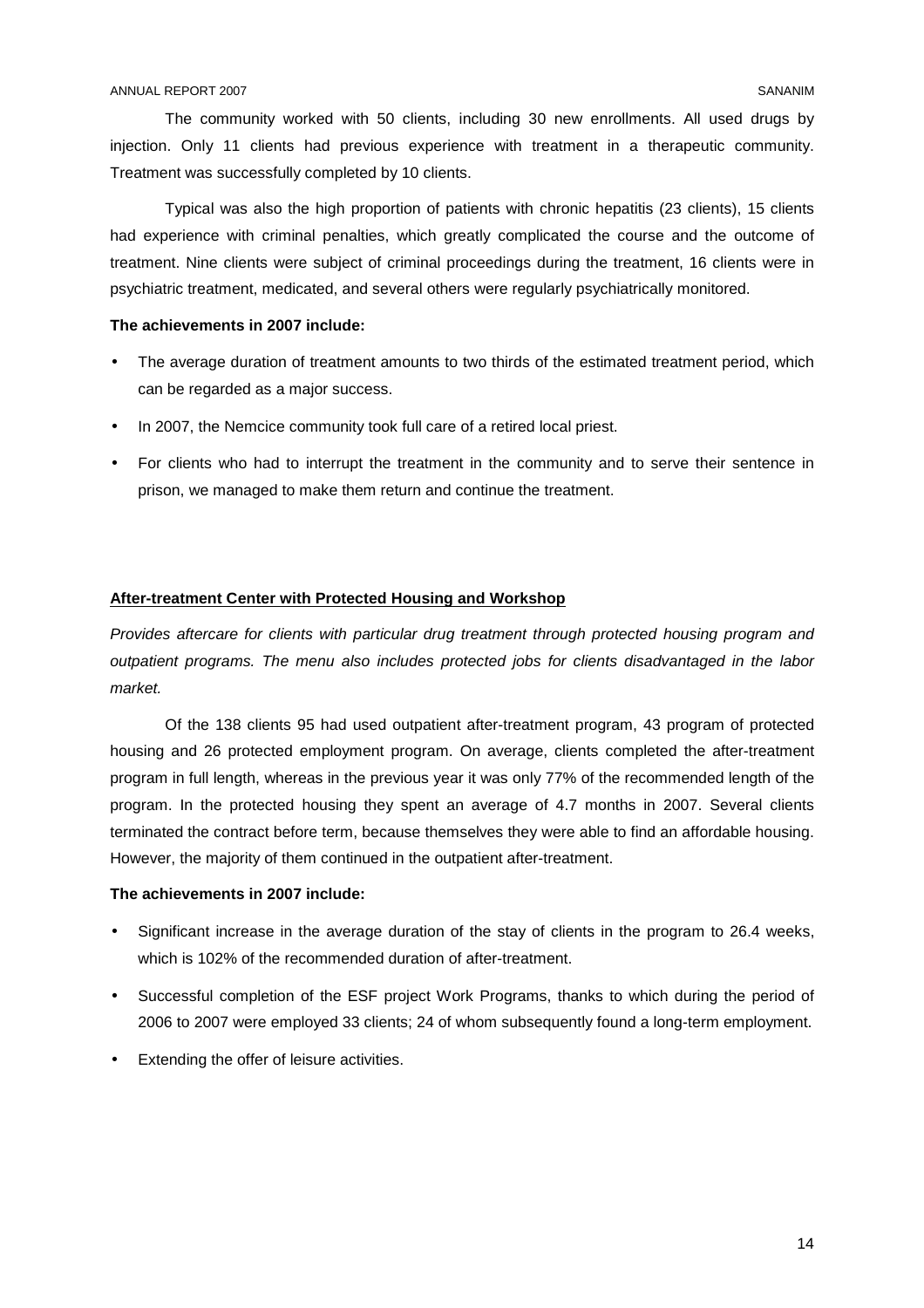The community worked with 50 clients, including 30 new enrollments. All used drugs by injection. Only 11 clients had previous experience with treatment in a therapeutic community. Treatment was successfully completed by 10 clients.

Typical was also the high proportion of patients with chronic hepatitis (23 clients), 15 clients had experience with criminal penalties, which greatly complicated the course and the outcome of treatment. Nine clients were subject of criminal proceedings during the treatment, 16 clients were in psychiatric treatment, medicated, and several others were regularly psychiatrically monitored.

**The achievements in 2007 include:**

- The average duration of treatment amounts to two thirds of the estimated treatment period, which can be regarded as a major success.
- In 2007, the Nemcice community took full care of a retired local priest.
- For clients who had to interrupt the treatment in the community and to serve their sentence in prison, we managed to make them return and continue the treatment.

**<u>After-treatment Center with Protected Housing and Workshop</u>**

*Provides aftercare for clients with particular drug treatment through protected housing program and outpatient programs. The menu also includes protected jobs for clients disadvantaged in the labor market.*

Of the 138 clients 95 had used outpatient after-treatment program, 43 program of protected housing and 26 protected employment program. On average, clients completed the after-treatment program in full length, whereas in the previous year it was only 77% of the recommended length of the program. In the protected housing they spent an average of 4.7 months in 2007. Several clients terminated the contract before term, because themselves they were able to find an affordable housing. However, the majority of them continued in the outpatient after-treatment.

**The achievements in 2007 include:**

- Significant increase in the average duration of the stay of clients in the program to 26.4 weeks, which is 102% of the recommended duration of after-treatment.
- Successful completion of the ESF project Work Programs, thanks to which during the period of 2006 to 2007 were employed 33 clients; 24 of whom subsequently found a long-term employment.
- Extending the offer of leisure activities.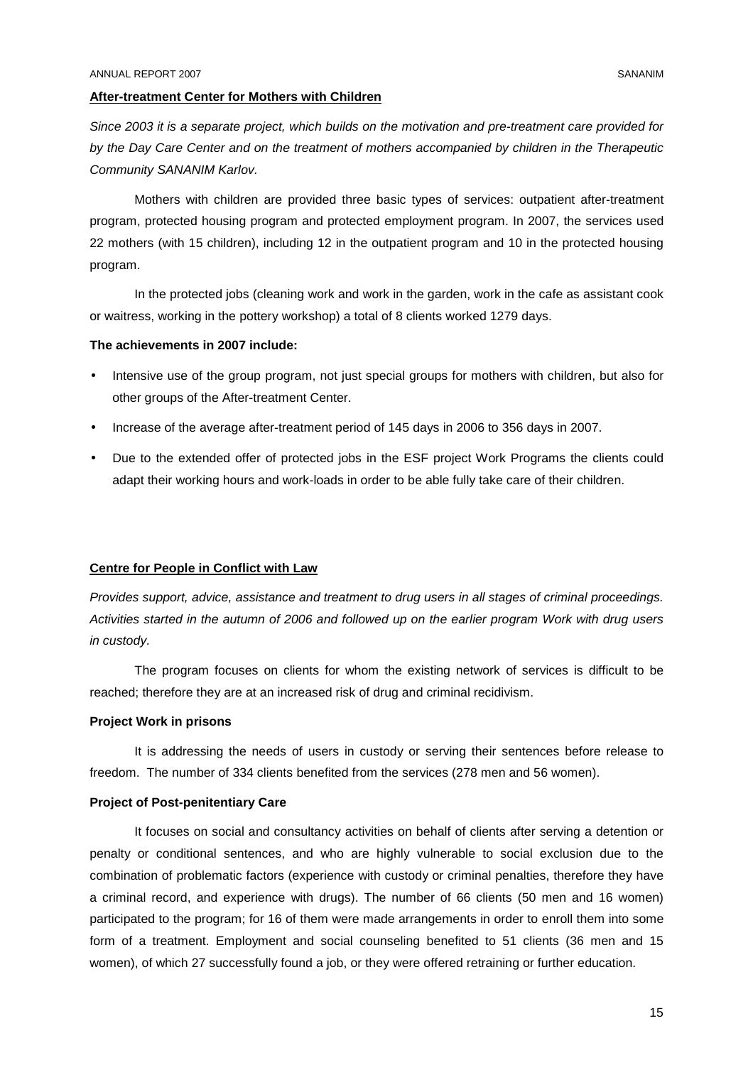## After-treatment Center for Mothers with Children

*Since 2003 it is a separate project, which builds on the motivation and pre-treatment care provided for by the Day Care Center and on the treatment of mothers accompanied by children in the Therapeutic Community SANANIM Karlov.*

Mothers with children are provided three basic types of services: outpatient after-treatment program, protected housing program and protected employment program. In 2007, the services used 22 mothers (with 15 children), including 12 in the outpatient program and 10 in the protected housing program.

In the protected jobs (cleaning work and work in the garden, work in the cafe as assistant cook or waitress, working in the pottery workshop) a total of 8 clients worked 1279 days.

**The achievements in 2007 include:**

- Intensive use of the group program, not just special groups for mothers with children, but also for other groups of the After-treatment Center.
- Increase of the average after-treatment period of 145 days in 2006 to 356 days in 2007.
- Due to the extended offer of protected jobs in the ESF project Work Programs the clients could adapt their working hours and work-loads in order to be able fully take care of their children.

## Centre for People in Conflict with Law

*Provides support, advice, assistance and treatment to drug users in all stages of criminal proceedings. Activities started in the autumn of 2006 and followed up on the earlier program Work with drug users in custody.*

The program focuses on clients for whom the existing network of services is difficult to be reached; therefore they are at an increased risk of drug and criminal recidivism.

### Project Work in prisons

It is addressing the needs of users in custody or serving their sentences before release to freedom. The number of 334 clients benefited from the services (278 men and 56 women).

### Project of Post-penitentiary Care

It focuses on social and consultancy activities on behalf of clients after serving a detention or penalty or conditional sentences, and who are highly vulnerable to social exclusion due to the combination of problematic factors (experience with custody or criminal penalties, therefore they have a criminal record, and experience with drugs). The number of 66 clients (50 men and 16 women) participated to the program; for 16 of them were made arrangements in order to enroll them into some form of a treatment. Employment and social counseling benefited to 51 clients (36 men and 15 women), of which 27 successfully found a job, or they were offered retraining or further education.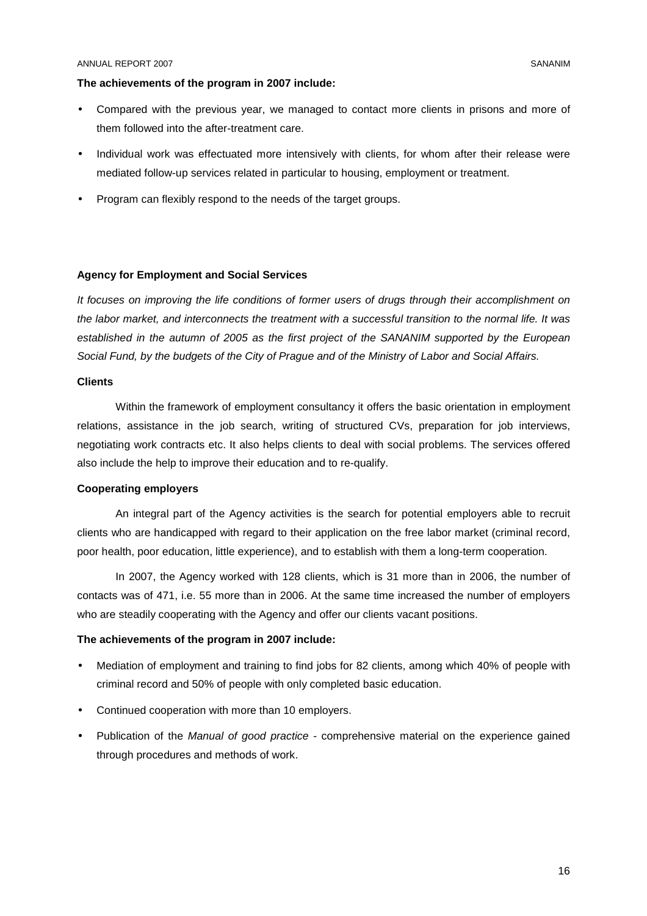**The achievements of the program in 2007 include:**

- Compared with the previous year, we managed to contact more clients in prisons and more of them followed into the after-treatment care.
- Individual work was effectuated more intensively with clients, for whom after their release were mediated follow-up services related in particular to housing, employment or treatment.
- Program can flexibly respond to the needs of the target groups.

### Agency for Employment and Social Services

*It focuses on improving the life conditions of former users of drugs through their accomplishment on the labor market, and interconnects the treatment with a successful transition to the normal life. It was established in the autumn of 2005 as the first project of the SANANIM supported by the European Social Fund, by the budgets of the City of Prague and of the Ministry of Labor and Social Affairs.*

**Clients**

Within the framework of employment consultancy it offers the basic orientation in employment relations, assistance in the job search, writing of structured CVs, preparation for job interviews, negotiating work contracts etc. It also helps clients to deal with social problems. The services offered also include the help to improve their education and to re-qualify.

**Cooperating employers**

An integral part of the Agency activities is the search for potential employers able to recruit clients who are handicapped with regard to their application on the free labor market (criminal record, poor health, poor education, little experience), and to establish with them a long-term cooperation.

In 2007, the Agency worked with 128 clients, which is 31 more than in 2006, the number of contacts was of 471, i.e. 55 more than in 2006. At the same time increased the number of employers who are steadily cooperating with the Agency and offer our clients vacant positions.

**The achievements of the program in 2007 include:**

- Mediation of employment and training to find jobs for 82 clients, among which 40% of people with criminal record and 50% of people with only completed basic education.
- Continued cooperation with more than 10 employers.
- Publication of the *Manual of good practice* - comprehensive material on the experience gained through procedures and methods of work.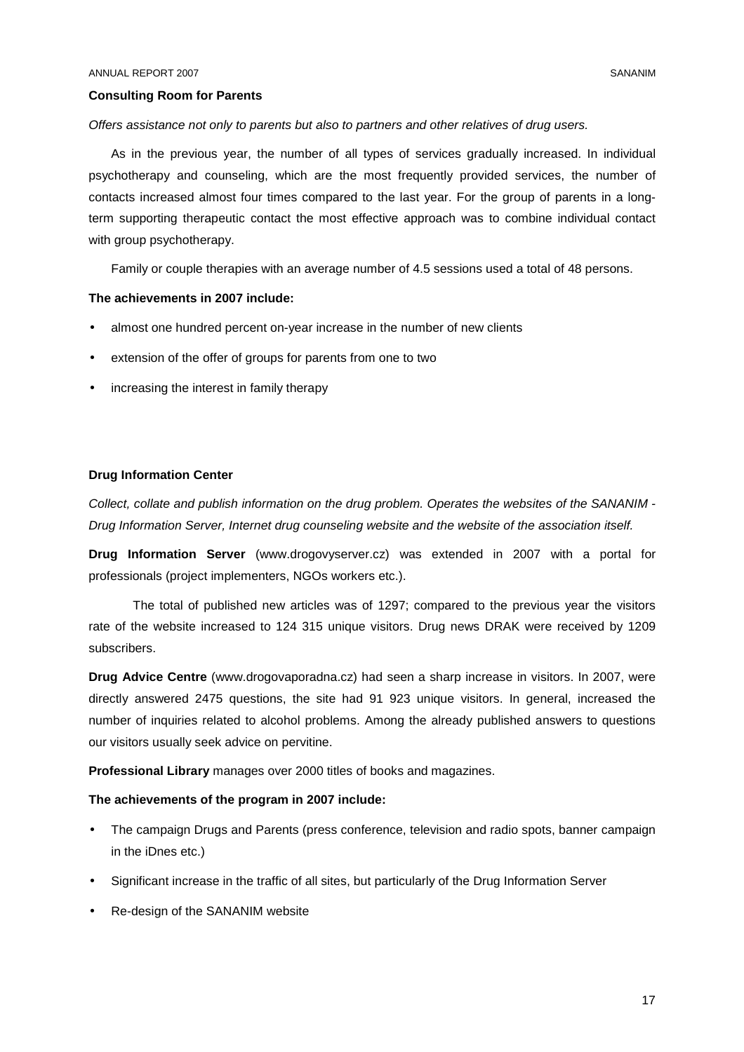**Consulting Room for Parents**

*Offers assistance not only to parents but also to partners and other relatives of drug users.*

As in the previous year, the number of all types of services gradually increased. In individual psychotherapy and counseling, which are the most frequently provided services, the number of contacts increased almost four times compared to the last year. For the group of parents in a long-term supporting therapeutic contact the most effective approach was to combine individual contact with group psychotherapy.

Family or couple therapies with an average number of 4.5 sessions used a total of 48 persons.

**The achievements in 2007 include:**

- almost one hundred percent on-year increase in the number of new clients
- extension of the offer of groups for parents from one to two
- increasing the interest in family therapy

**Drug Information Center**

*Collect, collate and publish information on the drug problem. Operates the websites of the SANANIM - Drug Information Server, Internet drug counseling website and the website of the association itself.*

**Drug Information Server** (www.drogovyserver.cz) was extended in 2007 with a portal for professionals (project implementers, NGOs workers etc.).

The total of published new articles was of 1297; compared to the previous year the visitors rate of the website increased to 124 315 unique visitors. Drug news DRAK were received by 1209 subscribers.

**Drug Advice Centre** (www.drogovaporadna.cz) had seen a sharp increase in visitors. In 2007, were directly answered 2475 questions, the site had 91 923 unique visitors. In general, increased the number of inquiries related to alcohol problems. Among the already published answers to questions our visitors usually seek advice on pervitine.

**Professional Library** manages over 2000 titles of books and magazines.

**The achievements of the program in 2007 include:**

- The campaign Drugs and Parents (press conference, television and radio spots, banner campaign in the iDnes etc.)
- Significant increase in the traffic of all sites, but particularly of the Drug Information Server
- Re-design of the SANANIM website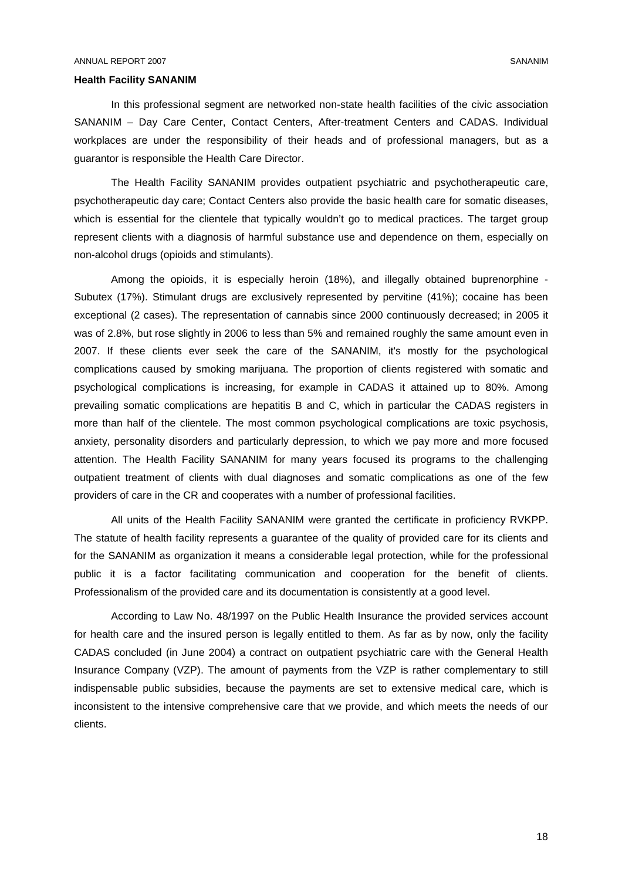## Health Facility SANANIM

In this professional segment are networked non-state health facilities of the civic association SANANIM – Day Care Center, Contact Centers, After-treatment Centers and CADAS. Individual workplaces are under the responsibility of their heads and of professional managers, but as a guarantor is responsible the Health Care Director.

The Health Facility SANANIM provides outpatient psychiatric and psychotherapeutic care, psychotherapeutic day care; Contact Centers also provide the basic health care for somatic diseases, which is essential for the clientele that typically wouldn't go to medical practices. The target group represent clients with a diagnosis of harmful substance use and dependence on them, especially on non-alcohol drugs (opioids and stimulants).

Among the opioids, it is especially heroin (18%), and illegally obtained buprenorphine - Subutex (17%). Stimulant drugs are exclusively represented by pervitine (41%); cocaine has been exceptional (2 cases). The representation of cannabis since 2000 continuously decreased; in 2005 it was of 2.8%, but rose slightly in 2006 to less than 5% and remained roughly the same amount even in 2007. If these clients ever seek the care of the SANANIM, it's mostly for the psychological complications caused by smoking marijuana. The proportion of clients registered with somatic and psychological complications is increasing, for example in CADAS it attained up to 80%. Among prevailing somatic complications are hepatitis B and C, which in particular the CADAS registers in more than half of the clientele. The most common psychological complications are toxic psychosis, anxiety, personality disorders and particularly depression, to which we pay more and more focused attention. The Health Facility SANANIM for many years focused its programs to the challenging outpatient treatment of clients with dual diagnoses and somatic complications as one of the few providers of care in the CR and cooperates with a number of professional facilities.

All units of the Health Facility SANANIM were granted the certificate in proficiency RVKPP. The statute of health facility represents a guarantee of the quality of provided care for its clients and for the SANANIM as organization it means a considerable legal protection, while for the professional public it is a factor facilitating communication and cooperation for the benefit of clients. Professionalism of the provided care and its documentation is consistently at a good level.

According to Law No. 48/1997 on the Public Health Insurance the provided services account for health care and the insured person is legally entitled to them. As far as by now, only the facility CADAS concluded (in June 2004) a contract on outpatient psychiatric care with the General Health Insurance Company (VZP). The amount of payments from the VZP is rather complementary to still indispensable public subsidies, because the payments are set to extensive medical care, which is inconsistent to the intensive comprehensive care that we provide, and which meets the needs of our clients.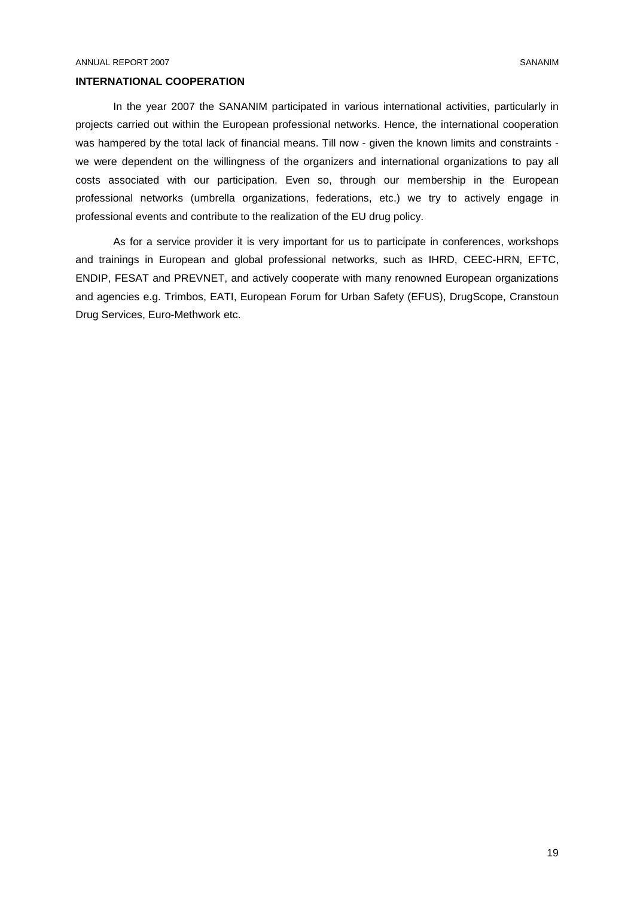## INTERNATIONAL COOPERATION

In the year 2007 the SANANIM participated in various international activities, particularly in projects carried out within the European professional networks. Hence, the international cooperation was hampered by the total lack of financial means. Till now - given the known limits and constraints - we were dependent on the willingness of the organizers and international organizations to pay all costs associated with our participation. Even so, through our membership in the European professional networks (umbrella organizations, federations, etc.) we try to actively engage in professional events and contribute to the realization of the EU drug policy.

As for a service provider it is very important for us to participate in conferences, workshops and trainings in European and global professional networks, such as IHRD, CEEC-HRN, EFTC, ENDIP, FESAT and PREVNET, and actively cooperate with many renowned European organizations and agencies e.g. Trimbos, EATI, European Forum for Urban Safety (EFUS), DrugScope, Cranstoun Drug Services, Euro-Methwork etc.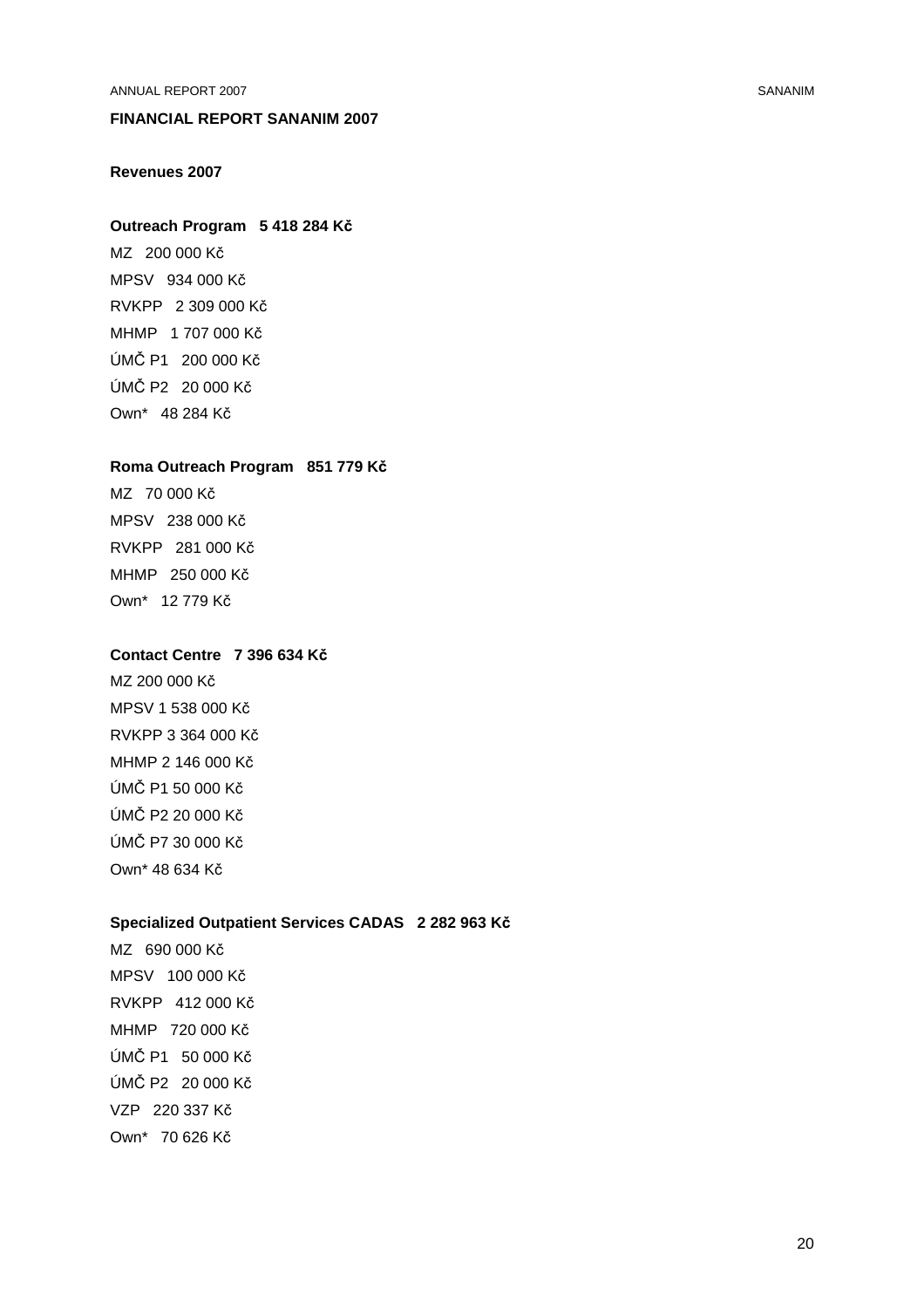**FINANCIAL REPORT SANANIM 2007**

**Revenues 2007**

**Outreach Program   5 418 284 Kč**

MZ   200 000 Kč
MPSV   934 000 Kč
RVKPP   2 309 000 Kč
MHMP   1 707 000 Kč
ÚMČ P1   200 000 Kč
ÚMČ P2   20 000 Kč
Own*   48 284 Kč

**Roma Outreach Program   851 779 Kč**

MZ   70 000 Kč
MPSV   238 000 Kč
RVKPP   281 000 Kč
MHMP   250 000 Kč
Own*   12 779 Kč

**Contact Centre   7 396 634 Kč**

MZ 200 000 Kč
MPSV 1 538 000 Kč
RVKPP 3 364 000 Kč
MHMP 2 146 000 Kč
ÚMČ P1 50 000 Kč
ÚMČ P2 20 000 Kč
ÚMČ P7 30 000 Kč
Own* 48 634 Kč

**Specialized Outpatient Services CADAS   2 282 963 Kč**

MZ   690 000 Kč
MPSV   100 000 Kč
RVKPP   412 000 Kč
MHMP   720 000 Kč
ÚMČ P1   50 000 Kč
ÚMČ P2   20 000 Kč
VZP   220 337 Kč
Own*   70 626 Kč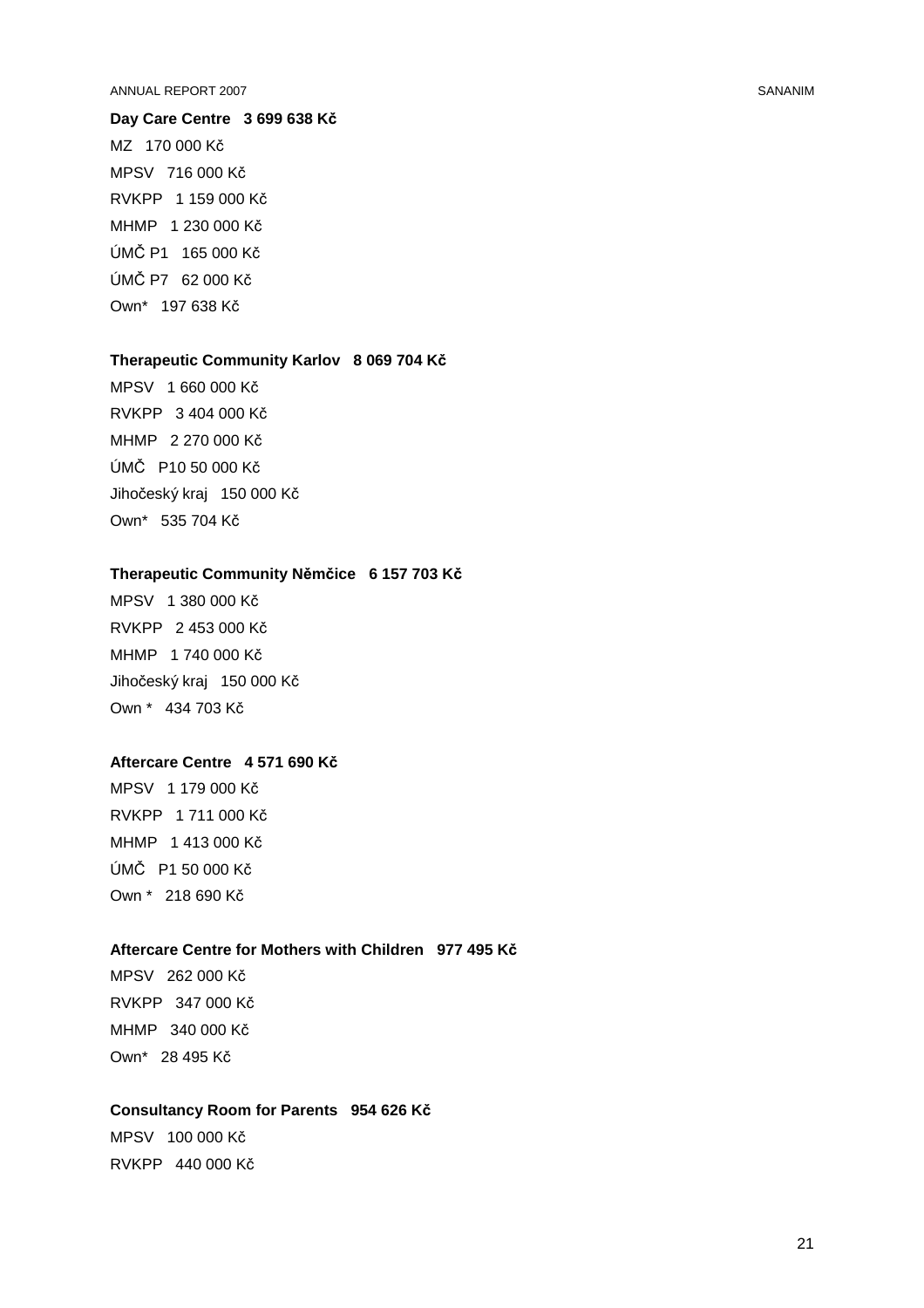**Day Care Centre   3 699 638 Kč**

MZ   170 000 Kč

MPSV   716 000 Kč

RVKPP   1 159 000 Kč

MHMP   1 230 000 Kč

ÚMČ P1   165 000 Kč

ÚMČ P7   62 000 Kč

Own*   197 638 Kč

**Therapeutic Community Karlov   8 069 704 Kč**

MPSV   1 660 000 Kč

RVKPP   3 404 000 Kč

MHMP   2 270 000 Kč

ÚMČ   P10 50 000 Kč

Jihočeský kraj   150 000 Kč

Own*   535 704 Kč

**Therapeutic Community Němčice   6 157 703 Kč**

MPSV   1 380 000 Kč

RVKPP   2 453 000 Kč

MHMP   1 740 000 Kč

Jihočeský kraj   150 000 Kč

Own *   434 703 Kč

**Aftercare Centre   4 571 690 Kč**

MPSV   1 179 000 Kč

RVKPP   1 711 000 Kč

MHMP   1 413 000 Kč

ÚMČ   P1 50 000 Kč

Own *   218 690 Kč

**Aftercare Centre for Mothers with Children   977 495 Kč**

MPSV   262 000 Kč

RVKPP   347 000 Kč

MHMP   340 000 Kč

Own*   28 495 Kč

**Consultancy Room for Parents   954 626 Kč**

MPSV   100 000 Kč

RVKPP   440 000 Kč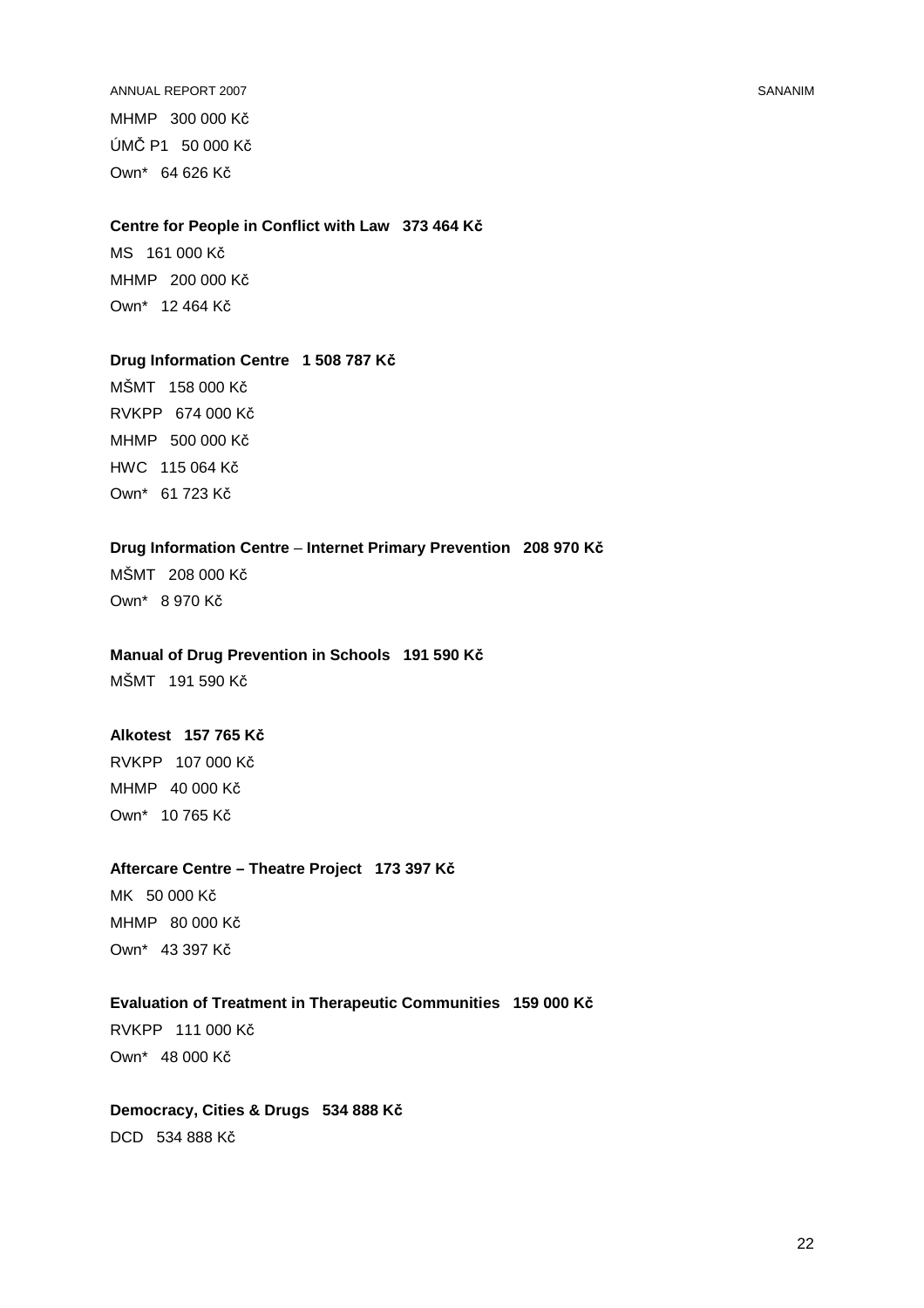MHMP   300 000 Kč

ÚMČ P1   50 000 Kč

Own*   64 626 Kč

**Centre for People in Conflict with Law   373 464 Kč**

MS   161 000 Kč

MHMP   200 000 Kč

Own*   12 464 Kč

**Drug Information Centre   1 508 787 Kč**

MŠMT   158 000 Kč

RVKPP   674 000 Kč

MHMP   500 000 Kč

HWC   115 064 Kč

Own*   61 723 Kč

**Drug Information Centre – Internet Primary Prevention   208 970 Kč**

MŠMT   208 000 Kč

Own*   8 970 Kč

**Manual of Drug Prevention in Schools   191 590 Kč**

MŠMT   191 590 Kč

**Alkotest   157 765 Kč**

RVKPP   107 000 Kč

MHMP   40 000 Kč

Own*   10 765 Kč

**Aftercare Centre – Theatre Project   173 397 Kč**

MK   50 000 Kč

MHMP   80 000 Kč

Own*   43 397 Kč

**Evaluation of Treatment in Therapeutic Communities   159 000 Kč**

RVKPP   111 000 Kč

Own*   48 000 Kč

**Democracy, Cities & Drugs   534 888 Kč**

DCD   534 888 Kč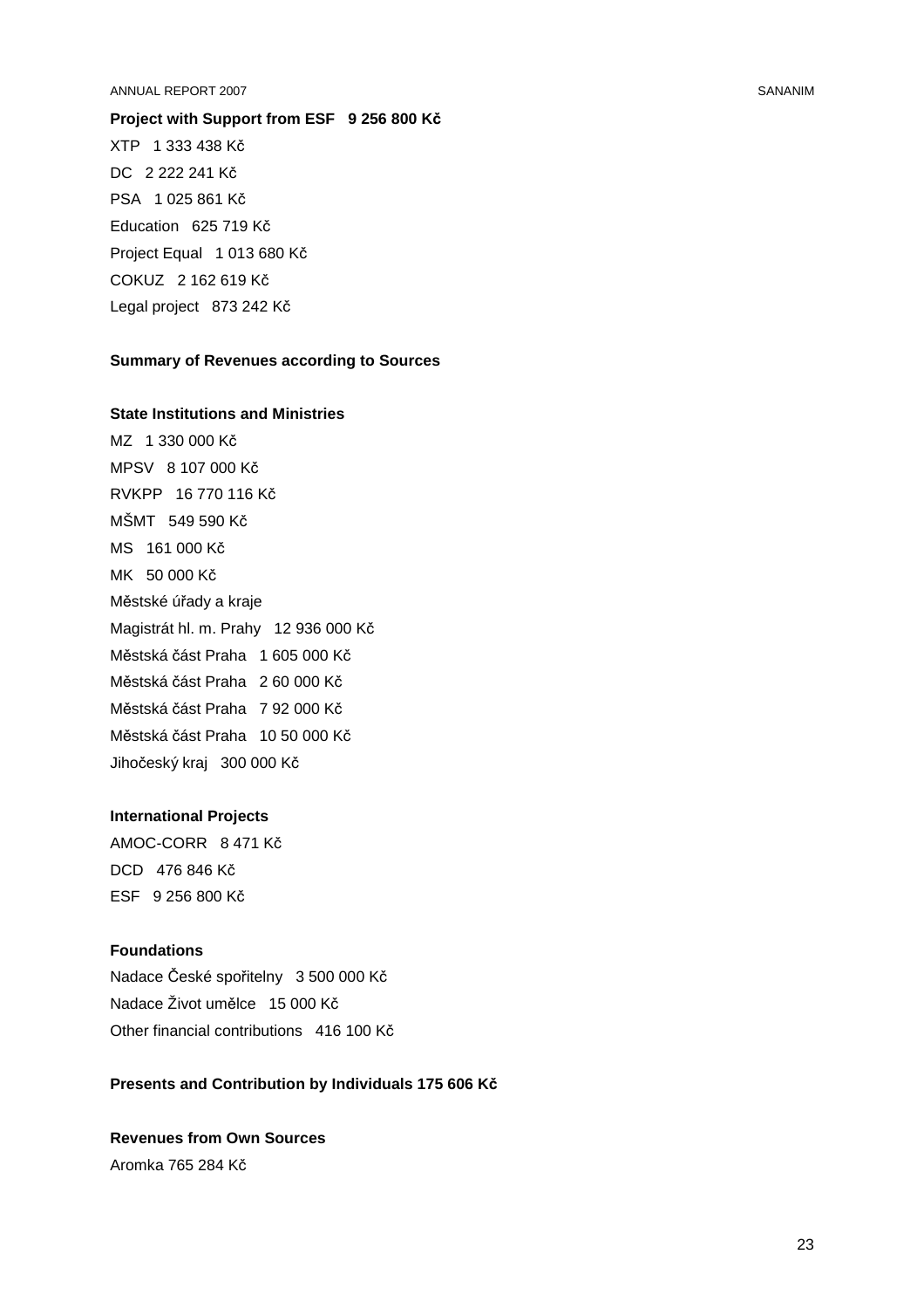**Project with Support from ESF   9 256 800 Kč**

XTP   1 333 438 Kč

DC   2 222 241 Kč

PSA   1 025 861 Kč

Education   625 719 Kč

Project Equal   1 013 680 Kč

COKUZ   2 162 619 Kč

Legal project   873 242 Kč

**Summary of Revenues according to Sources**

**State Institutions and Ministries**

MZ   1 330 000 Kč

MPSV   8 107 000 Kč

RVKPP   16 770 116 Kč

MŠMT   549 590 Kč

MS   161 000 Kč

MK   50 000 Kč

Městské úřady a kraje

Magistrát hl. m. Prahy   12 936 000 Kč

Městská část Praha   1 605 000 Kč

Městská část Praha   2 60 000 Kč

Městská část Praha   7 92 000 Kč

Městská část Praha   10 50 000 Kč

Jihočeský kraj   300 000 Kč

**International Projects**

AMOC-CORR   8 471 Kč

DCD   476 846 Kč

ESF   9 256 800 Kč

**Foundations**

Nadace České spořitelny   3 500 000 Kč

Nadace Život umělce   15 000 Kč

Other financial contributions   416 100 Kč

**Presents and Contribution by Individuals 175 606 Kč**

**Revenues from Own Sources**

Aromka 765 284 Kč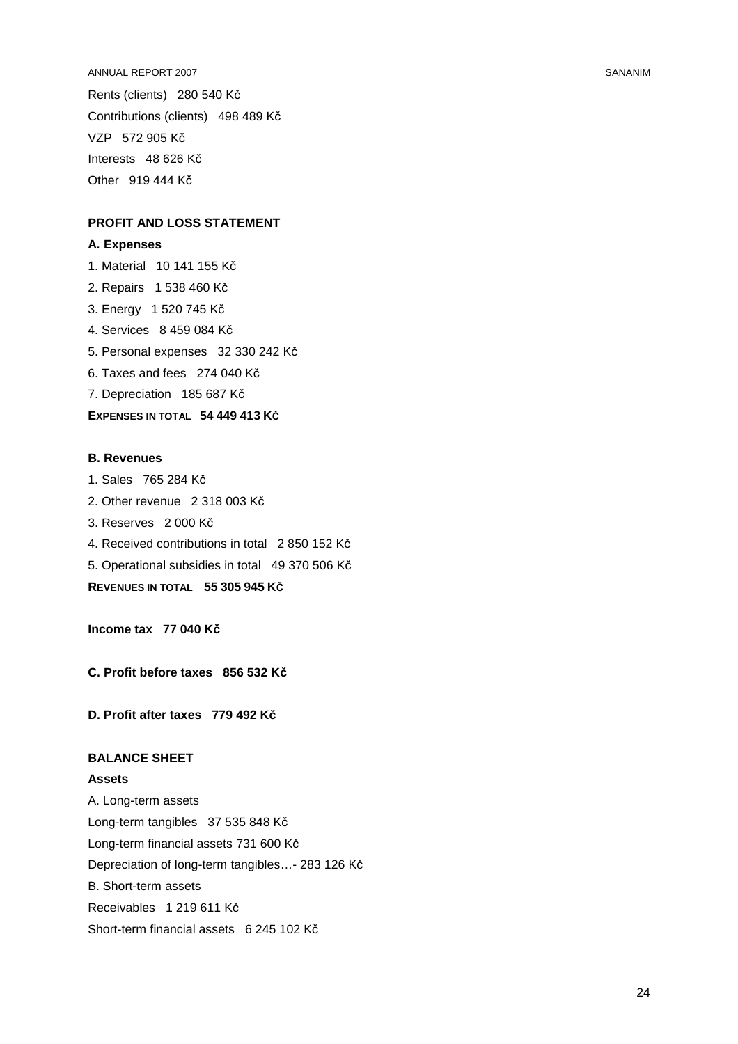Rents (clients)   280 540 Kč

Contributions (clients)   498 489 Kč

VZP   572 905 Kč

Interests   48 626 Kč

Other   919 444 Kč

**PROFIT AND LOSS STATEMENT**

**A. Expenses**

1. Material   10 141 155 Kč
2. Repairs   1 538 460 Kč
3. Energy   1 520 745 Kč
4. Services   8 459 084 Kč
5. Personal expenses   32 330 242 Kč
6. Taxes and fees   274 040 Kč
7. Depreciation   185 687 Kč

**EXPENSES IN TOTAL   54 449 413 Kč**

**B. Revenues**

1. Sales   765 284 Kč
2. Other revenue   2 318 003 Kč
3. Reserves   2 000 Kč
4. Received contributions in total   2 850 152 Kč
5. Operational subsidies in total   49 370 506 Kč

**REVENUES IN TOTAL   55 305 945 Kč**

**Income tax   77 040 Kč**

**C. Profit before taxes   856 532 Kč**

**D. Profit after taxes   779 492 Kč**

**BALANCE SHEET**

**Assets**

A. Long-term assets

Long-term tangibles   37 535 848 Kč

Long-term financial assets 731 600 Kč

Depreciation of long-term tangibles…- 283 126 Kč

B. Short-term assets

Receivables   1 219 611 Kč

Short-term financial assets   6 245 102 Kč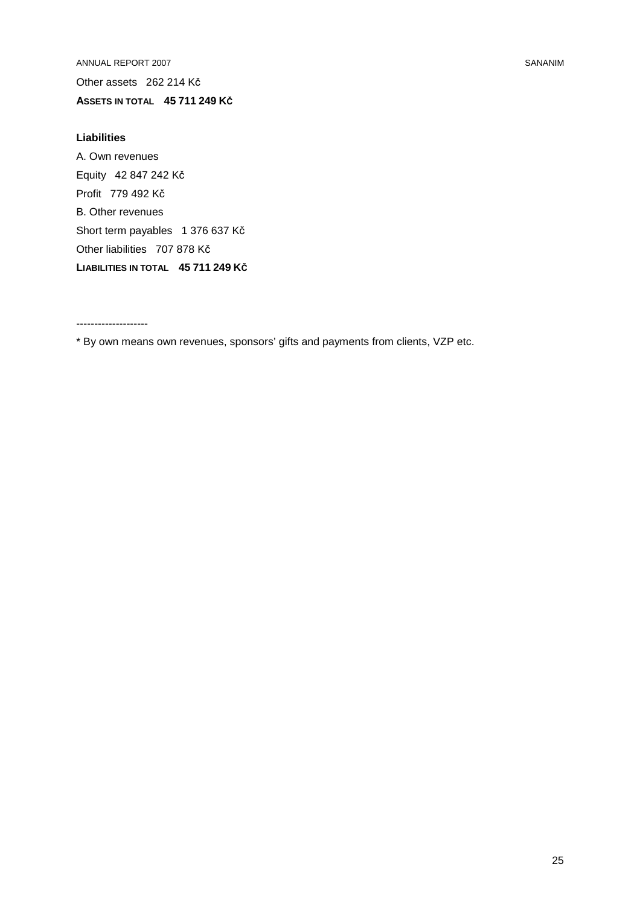Other assets 262 214 Kč

**ASSETS IN TOTAL 45 711 249 KČ**

**Liabilities**

A. Own revenues

Equity 42 847 242 Kč

Profit 779 492 Kč

B. Other revenues

Short term payables 1 376 637 Kč

Other liabilities 707 878 Kč

**LIABILITIES IN TOTAL 45 711 249 KČ**

--------------------

* By own means own revenues, sponsors' gifts and payments from clients, VZP etc.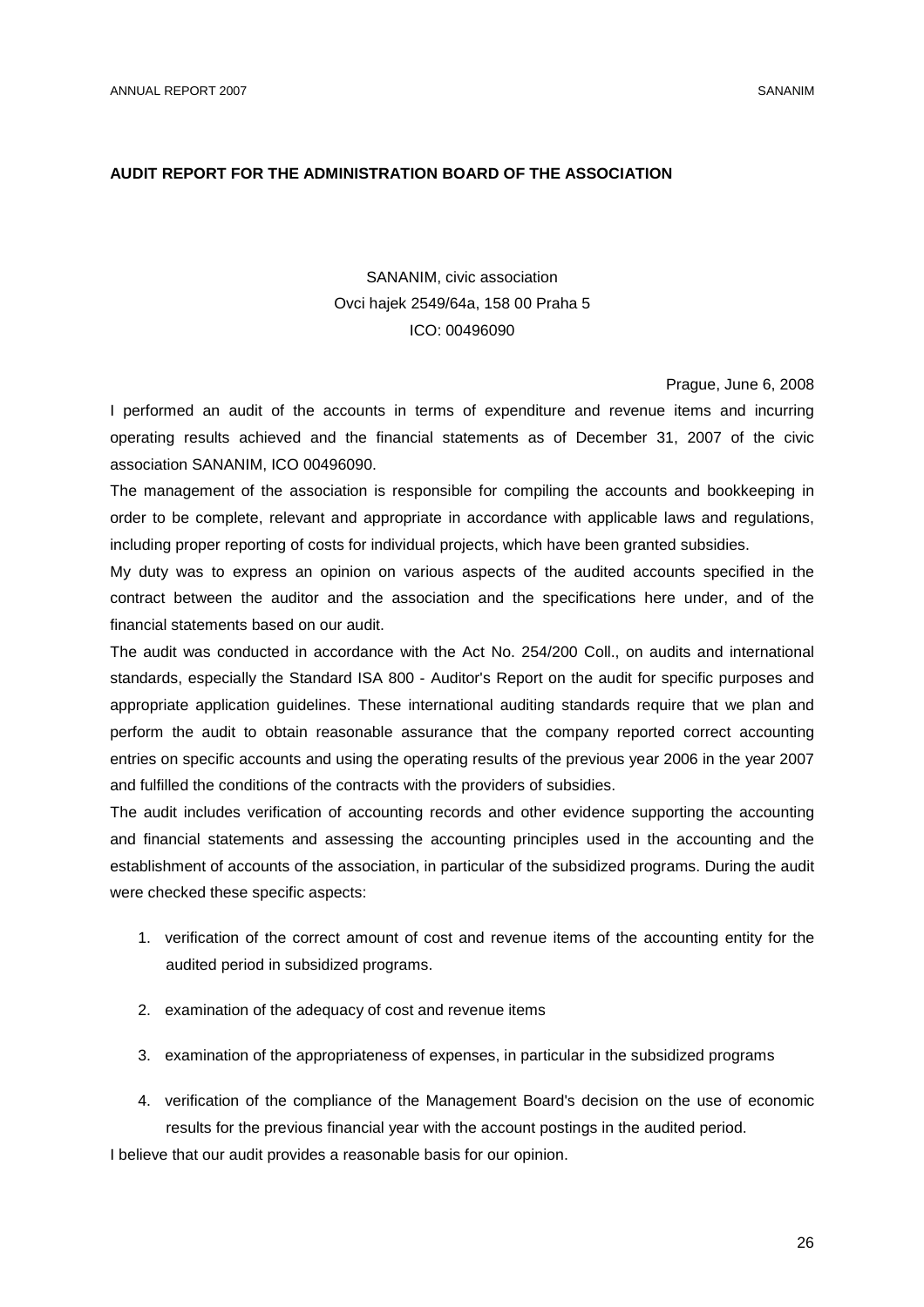**AUDIT REPORT FOR THE ADMINISTRATION BOARD OF THE ASSOCIATION**

SANANIM, civic association
Ovci hajek 2549/64a, 158 00 Praha 5
ICO: 00496090

Prague, June 6, 2008

I performed an audit of the accounts in terms of expenditure and revenue items and incurring operating results achieved and the financial statements as of December 31, 2007 of the civic association SANANIM, ICO 00496090.

The management of the association is responsible for compiling the accounts and bookkeeping in order to be complete, relevant and appropriate in accordance with applicable laws and regulations, including proper reporting of costs for individual projects, which have been granted subsidies.

My duty was to express an opinion on various aspects of the audited accounts specified in the contract between the auditor and the association and the specifications here under, and of the financial statements based on our audit.

The audit was conducted in accordance with the Act No. 254/200 Coll., on audits and international standards, especially the Standard ISA 800 - Auditor's Report on the audit for specific purposes and appropriate application guidelines. These international auditing standards require that we plan and perform the audit to obtain reasonable assurance that the company reported correct accounting entries on specific accounts and using the operating results of the previous year 2006 in the year 2007 and fulfilled the conditions of the contracts with the providers of subsidies.

The audit includes verification of accounting records and other evidence supporting the accounting and financial statements and assessing the accounting principles used in the accounting and the establishment of accounts of the association, in particular of the subsidized programs. During the audit were checked these specific aspects:

1. verification of the correct amount of cost and revenue items of the accounting entity for the audited period in subsidized programs.
2. examination of the adequacy of cost and revenue items
3. examination of the appropriateness of expenses, in particular in the subsidized programs
4. verification of the compliance of the Management Board's decision on the use of economic results for the previous financial year with the account postings in the audited period.

I believe that our audit provides a reasonable basis for our opinion.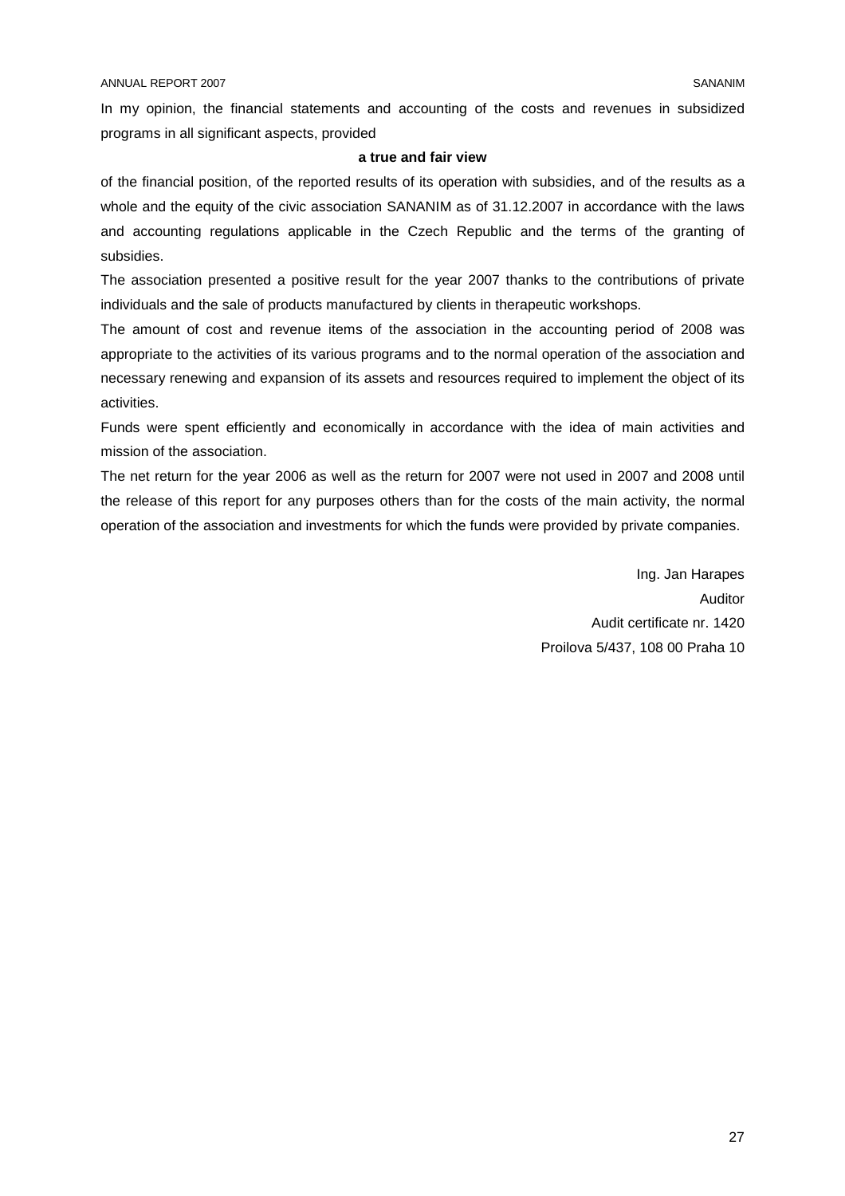In my opinion, the financial statements and accounting of the costs and revenues in subsidized programs in all significant aspects, provided

**a true and fair view**

of the financial position, of the reported results of its operation with subsidies, and of the results as a whole and the equity of the civic association SANANIM as of 31.12.2007 in accordance with the laws and accounting regulations applicable in the Czech Republic and the terms of the granting of subsidies.

The association presented a positive result for the year 2007 thanks to the contributions of private individuals and the sale of products manufactured by clients in therapeutic workshops.

The amount of cost and revenue items of the association in the accounting period of 2008 was appropriate to the activities of its various programs and to the normal operation of the association and necessary renewing and expansion of its assets and resources required to implement the object of its activities.

Funds were spent efficiently and economically in accordance with the idea of main activities and mission of the association.

The net return for the year 2006 as well as the return for 2007 were not used in 2007 and 2008 until the release of this report for any purposes others than for the costs of the main activity, the normal operation of the association and investments for which the funds were provided by private companies.

Ing. Jan Harapes  
Auditor  
Audit certificate nr. 1420  
Proilova 5/437, 108 00 Praha 10